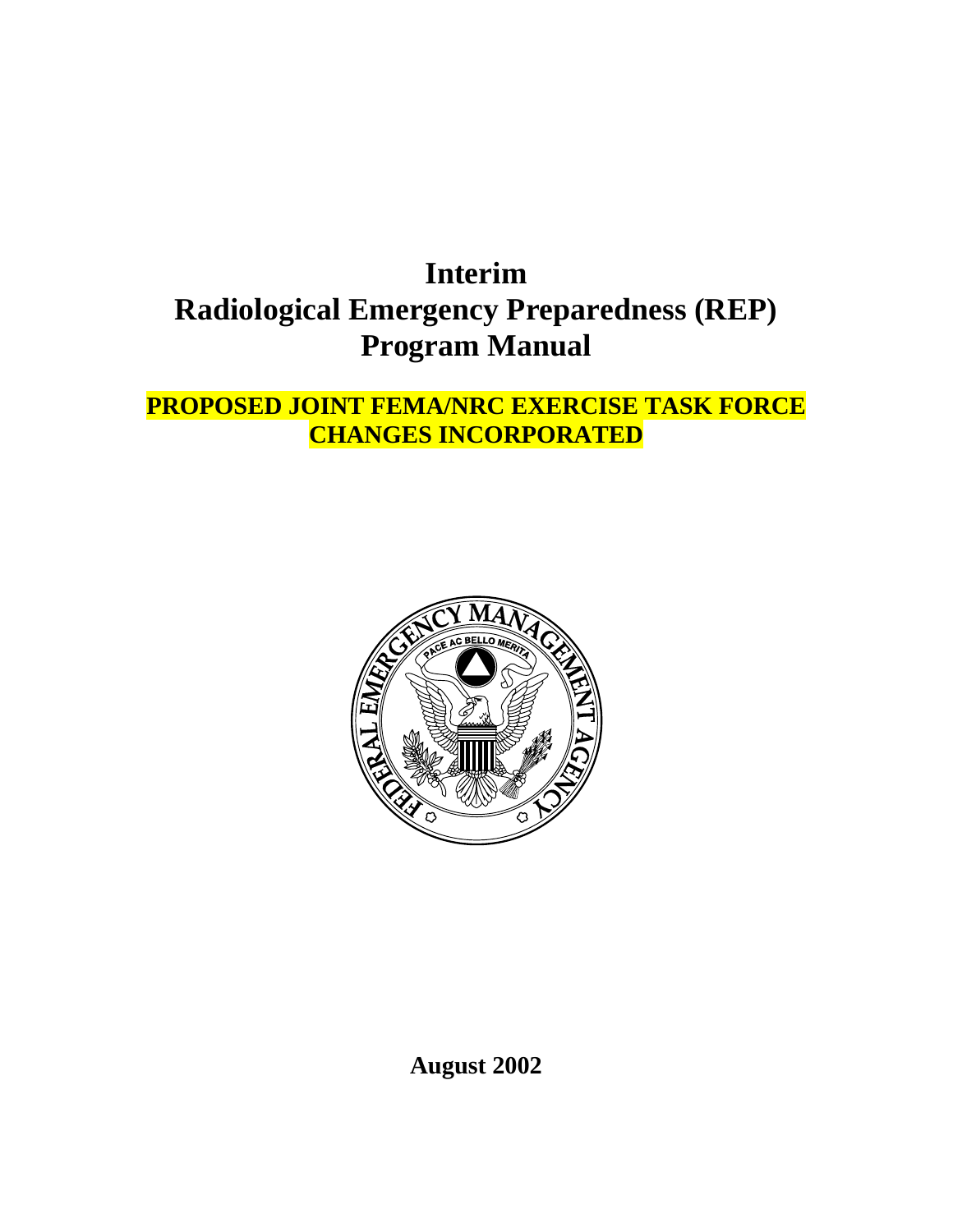# Interim
# Radiological Emergency Preparedness (REP) Program Manual

**PROPOSED JOINT FEMA/NRC EXERCISE TASK FORCE CHANGES INCORPORATED**

**August 2002**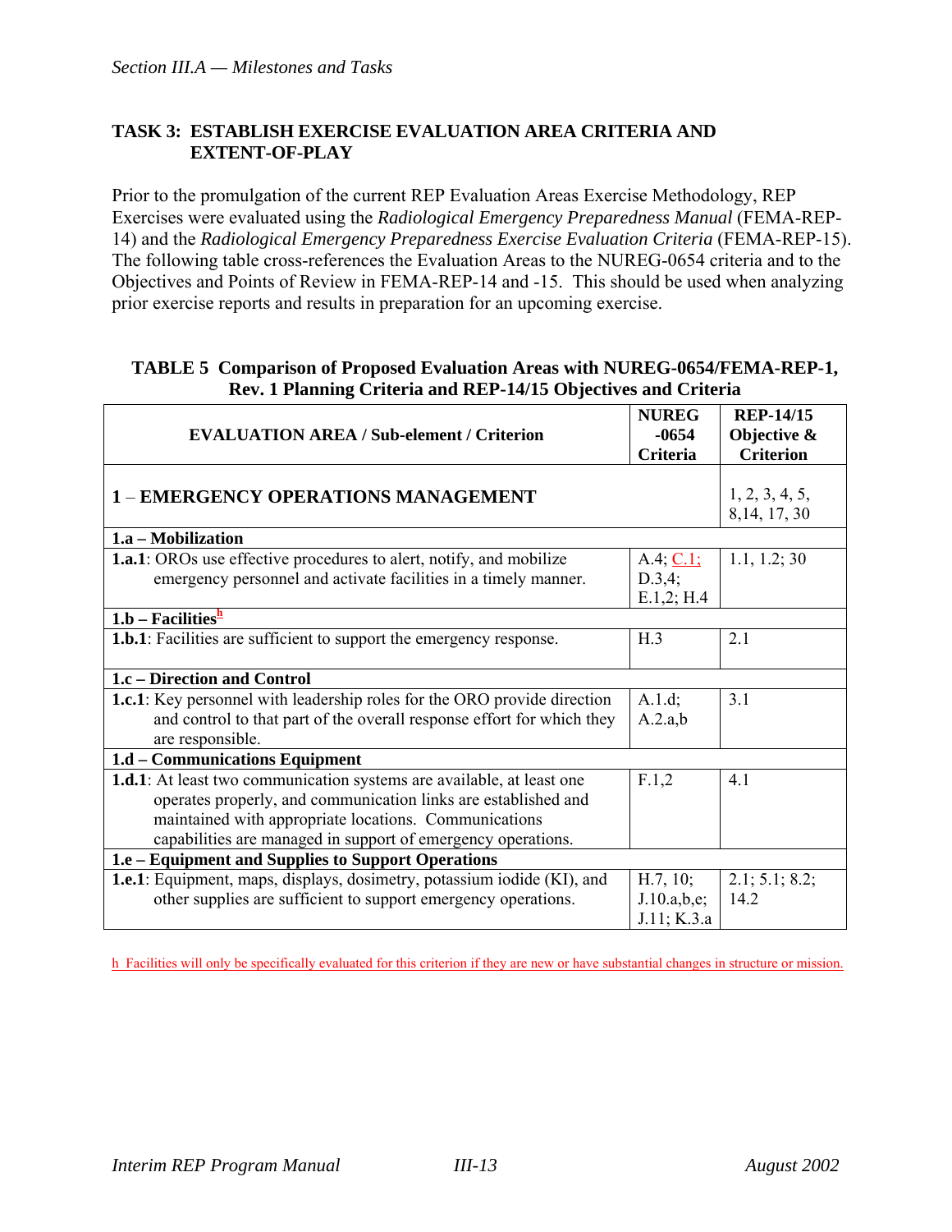## TASK 3: ESTABLISH EXERCISE EVALUATION AREA CRITERIA AND EXTENT-OF-PLAY

Prior to the promulgation of the current REP Evaluation Areas Exercise Methodology, REP Exercises were evaluated using the *Radiological Emergency Preparedness Manual* (FEMA-REP-14) and the *Radiological Emergency Preparedness Exercise Evaluation Criteria* (FEMA-REP-15). The following table cross-references the Evaluation Areas to the NUREG-0654 criteria and to the Objectives and Points of Review in FEMA-REP-14 and -15. This should be used when analyzing prior exercise reports and results in preparation for an upcoming exercise.

**TABLE 5 Comparison of Proposed Evaluation Areas with NUREG-0654/FEMA-REP-1, Rev. 1 Planning Criteria and REP-14/15 Objectives and Criteria**

| EVALUATION AREA / Sub-element / Criterion | NUREG -0654 Criteria | REP-14/15 Objective & Criterion |
|---|---|---|
| **1 – EMERGENCY OPERATIONS MANAGEMENT** | | 1, 2, 3, 4, 5, 8,14, 17, 30 |
| **1.a – Mobilization** | | |
| **1.a.1**: OROs use effective procedures to alert, notify, and mobilize emergency personnel and activate facilities in a timely manner. | A.4; C.1; D.3,4; E.1,2; H.4 | 1.1, 1.2; 30 |
| **1.b – Facilities**[h] | | |
| **1.b.1**: Facilities are sufficient to support the emergency response. | H.3 | 2.1 |
| **1.c – Direction and Control** | | |
| **1.c.1**: Key personnel with leadership roles for the ORO provide direction and control to that part of the overall response effort for which they are responsible. | A.1.d; A.2.a,b | 3.1 |
| **1.d – Communications Equipment** | | |
| **1.d.1**: At least two communication systems are available, at least one operates properly, and communication links are established and maintained with appropriate locations. Communications capabilities are managed in support of emergency operations. | F.1,2 | 4.1 |
| **1.e – Equipment and Supplies to Support Operations** | | |
| **1.e.1**: Equipment, maps, displays, dosimetry, potassium iodide (KI), and other supplies are sufficient to support emergency operations. | H.7, 10; J.10.a,b,e; J.11; K.3.a | 2.1; 5.1; 8.2; 14.2 |

h Facilities will only be specifically evaluated for this criterion if they are new or have substantial changes in structure or mission.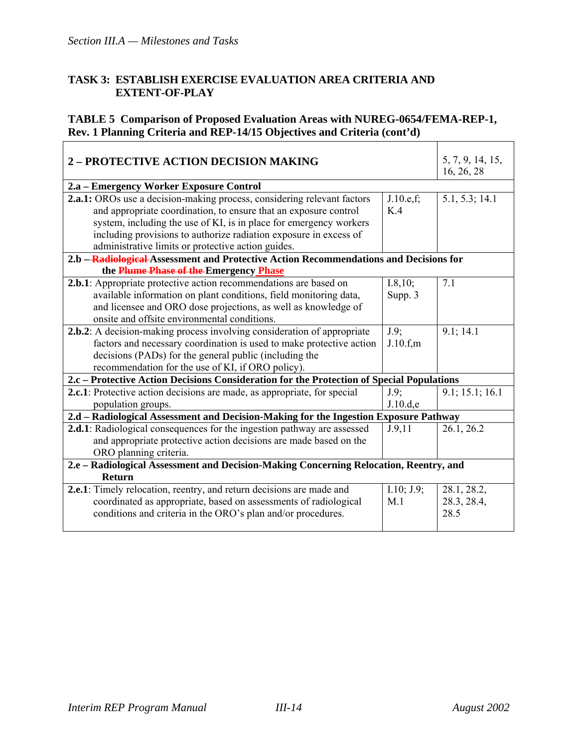## TASK 3: ESTABLISH EXERCISE EVALUATION AREA CRITERIA AND EXTENT-OF-PLAY

### TABLE 5 Comparison of Proposed Evaluation Areas with NUREG-0654/FEMA-REP-1, Rev. 1 Planning Criteria and REP-14/15 Objectives and Criteria (cont'd)

| **2 – PROTECTIVE ACTION DECISION MAKING** | | 5, 7, 9, 14, 15, 16, 26, 28 |
|---|---|---|
| **2.a – Emergency Worker Exposure Control** | | |
| **2.a.1:** OROs use a decision-making process, considering relevant factors and appropriate coordination, to ensure that an exposure control system, including the use of KI, is in place for emergency workers including provisions to authorize radiation exposure in excess of administrative limits or protective action guides. | J.10.e,f; K.4 | 5.1, 5.3; 14.1 |
| **2.b – ~~Radiological~~ Assessment and Protective Action Recommendations and Decisions for the ~~Plume Phase of the~~ Emergency Phase** | | |
| **2.b.1**: Appropriate protective action recommendations are based on available information on plant conditions, field monitoring data, and licensee and ORO dose projections, as well as knowledge of onsite and offsite environmental conditions. | I.8,10; Supp. 3 | 7.1 |
| **2.b.2**: A decision-making process involving consideration of appropriate factors and necessary coordination is used to make protective action decisions (PADs) for the general public (including the recommendation for the use of KI, if ORO policy). | J.9; J.10.f,m | 9.1; 14.1 |
| **2.c – Protective Action Decisions Consideration for the Protection of Special Populations** | | |
| **2.c.1**: Protective action decisions are made, as appropriate, for special population groups. | J.9; J.10.d,e | 9.1; 15.1; 16.1 |
| **2.d – Radiological Assessment and Decision-Making for the Ingestion Exposure Pathway** | | |
| **2.d.1**: Radiological consequences for the ingestion pathway are assessed and appropriate protective action decisions are made based on the ORO planning criteria. | J.9,11 | 26.1, 26.2 |
| **2.e – Radiological Assessment and Decision-Making Concerning Relocation, Reentry, and Return** | | |
| **2.e.1**: Timely relocation, reentry, and return decisions are made and coordinated as appropriate, based on assessments of radiological conditions and criteria in the ORO's plan and/or procedures. | I.10; J.9; M.1 | 28.1, 28.2, 28.3, 28.4, 28.5 |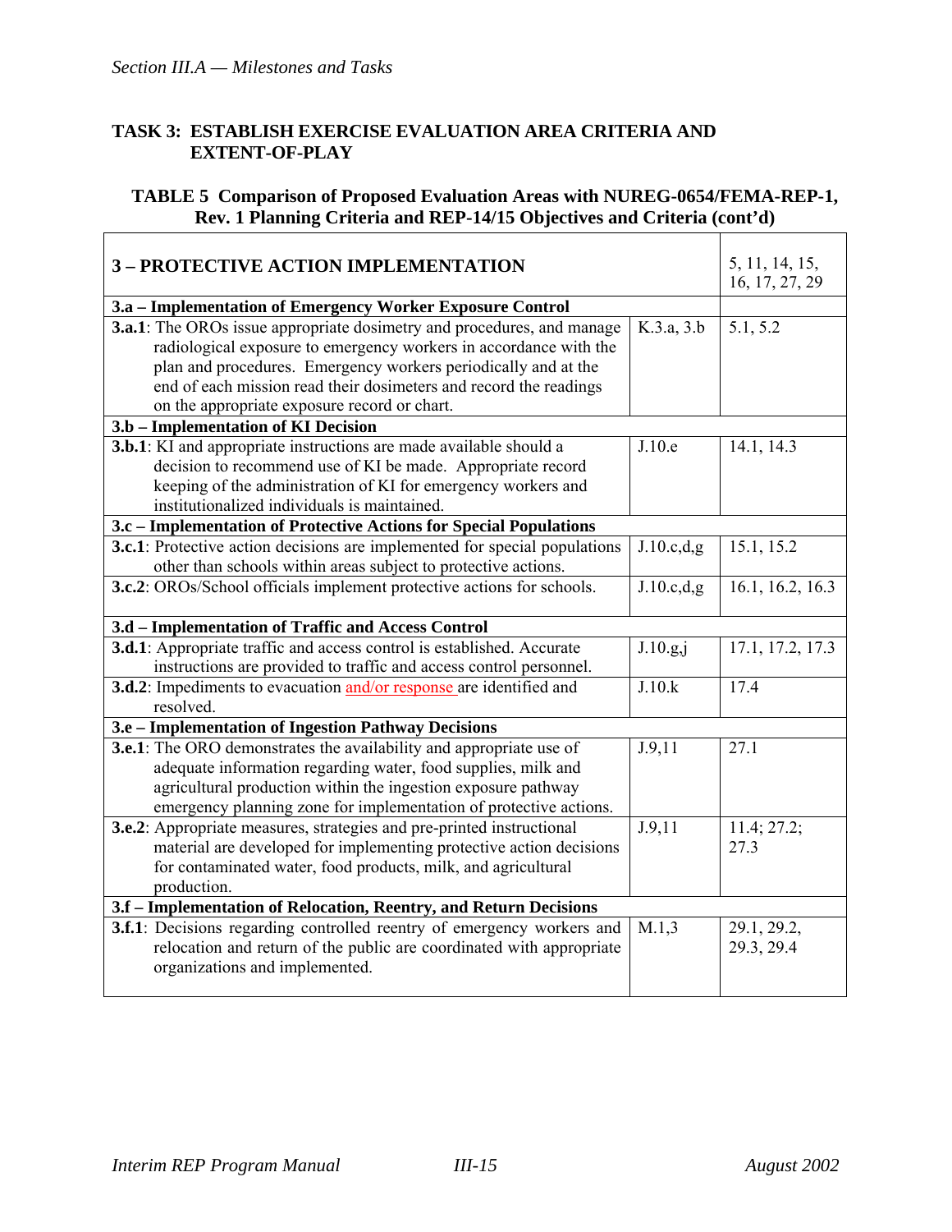## TASK 3: ESTABLISH EXERCISE EVALUATION AREA CRITERIA AND EXTENT-OF-PLAY

### TABLE 5 Comparison of Proposed Evaluation Areas with NUREG-0654/FEMA-REP-1, Rev. 1 Planning Criteria and REP-14/15 Objectives and Criteria (cont'd)

| **3 – PROTECTIVE ACTION IMPLEMENTATION** | | 5, 11, 14, 15, 16, 17, 27, 29 |
|---|---|---|
| **3.a – Implementation of Emergency Worker Exposure Control** | | |
| **3.a.1**: The OROs issue appropriate dosimetry and procedures, and manage radiological exposure to emergency workers in accordance with the plan and procedures. Emergency workers periodically and at the end of each mission read their dosimeters and record the readings on the appropriate exposure record or chart. | K.3.a, 3.b | 5.1, 5.2 |
| **3.b – Implementation of KI Decision** | | |
| **3.b.1**: KI and appropriate instructions are made available should a decision to recommend use of KI be made. Appropriate record keeping of the administration of KI for emergency workers and institutionalized individuals is maintained. | J.10.e | 14.1, 14.3 |
| **3.c – Implementation of Protective Actions for Special Populations** | | |
| **3.c.1**: Protective action decisions are implemented for special populations other than schools within areas subject to protective actions. | J.10.c,d,g | 15.1, 15.2 |
| **3.c.2**: OROs/School officials implement protective actions for schools. | J.10.c,d,g | 16.1, 16.2, 16.3 |
| **3.d – Implementation of Traffic and Access Control** | | |
| **3.d.1**: Appropriate traffic and access control is established. Accurate instructions are provided to traffic and access control personnel. | J.10.g,j | 17.1, 17.2, 17.3 |
| **3.d.2**: Impediments to evacuation and/or response are identified and resolved. | J.10.k | 17.4 |
| **3.e – Implementation of Ingestion Pathway Decisions** | | |
| **3.e.1**: The ORO demonstrates the availability and appropriate use of adequate information regarding water, food supplies, milk and agricultural production within the ingestion exposure pathway emergency planning zone for implementation of protective actions. | J.9,11 | 27.1 |
| **3.e.2**: Appropriate measures, strategies and pre-printed instructional material are developed for implementing protective action decisions for contaminated water, food products, milk, and agricultural production. | J.9,11 | 11.4; 27.2; 27.3 |
| **3.f – Implementation of Relocation, Reentry, and Return Decisions** | | |
| **3.f.1**: Decisions regarding controlled reentry of emergency workers and relocation and return of the public are coordinated with appropriate organizations and implemented. | M.1,3 | 29.1, 29.2, 29.3, 29.4 |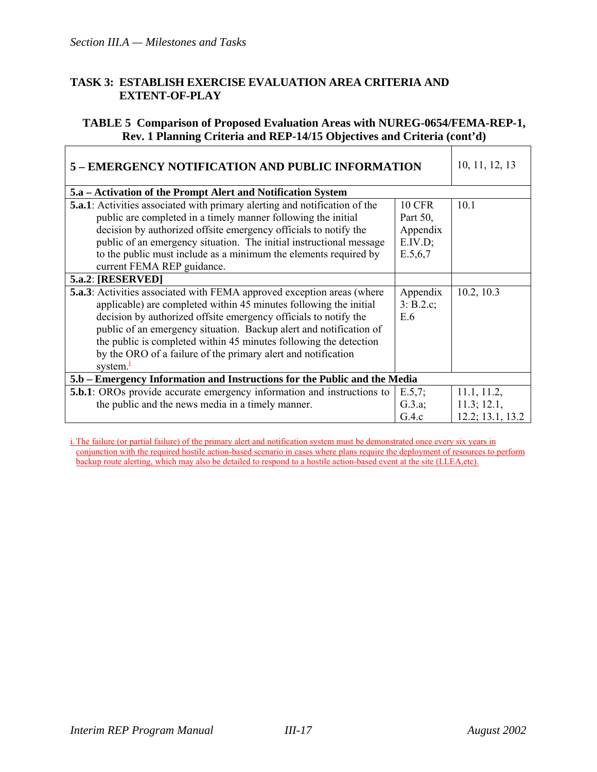## TASK 3: ESTABLISH EXERCISE EVALUATION AREA CRITERIA AND EXTENT-OF-PLAY

### TABLE 5 Comparison of Proposed Evaluation Areas with NUREG-0654/FEMA-REP-1, Rev. 1 Planning Criteria and REP-14/15 Objectives and Criteria (cont'd)

| **5 – EMERGENCY NOTIFICATION AND PUBLIC INFORMATION** | | 10, 11, 12, 13 |
|---|---|---|
| **5.a – Activation of the Prompt Alert and Notification System** | | |
| **5.a.1**: Activities associated with primary alerting and notification of the public are completed in a timely manner following the initial decision by authorized offsite emergency officials to notify the public of an emergency situation. The initial instructional message to the public must include as a minimum the elements required by current FEMA REP guidance. | 10 CFR Part 50, Appendix E.IV.D; E.5,6,7 | 10.1 |
| **5.a.2**: **[RESERVED]** | | |
| **5.a.3**: Activities associated with FEMA approved exception areas (where applicable) are completed within 45 minutes following the initial decision by authorized offsite emergency officials to notify the public of an emergency situation. Backup alert and notification of the public is completed within 45 minutes following the detection by the ORO of a failure of the primary alert and notification system.[i] | Appendix 3: B.2.c; E.6 | 10.2, 10.3 |
| **5.b – Emergency Information and Instructions for the Public and the Media** | | |
| **5.b.1**: OROs provide accurate emergency information and instructions to the public and the news media in a timely manner. | E.5,7; G.3.a; G.4.c | 11.1, 11.2, 11.3; 12.1, 12.2; 13.1, 13.2 |

i. The failure (or partial failure) of the primary alert and notification system must be demonstrated once every six years in conjunction with the required hostile action-based scenario in cases where plans require the deployment of resources to perform backup route alerting, which may also be detailed to respond to a hostile action-based event at the site (LLEA,etc).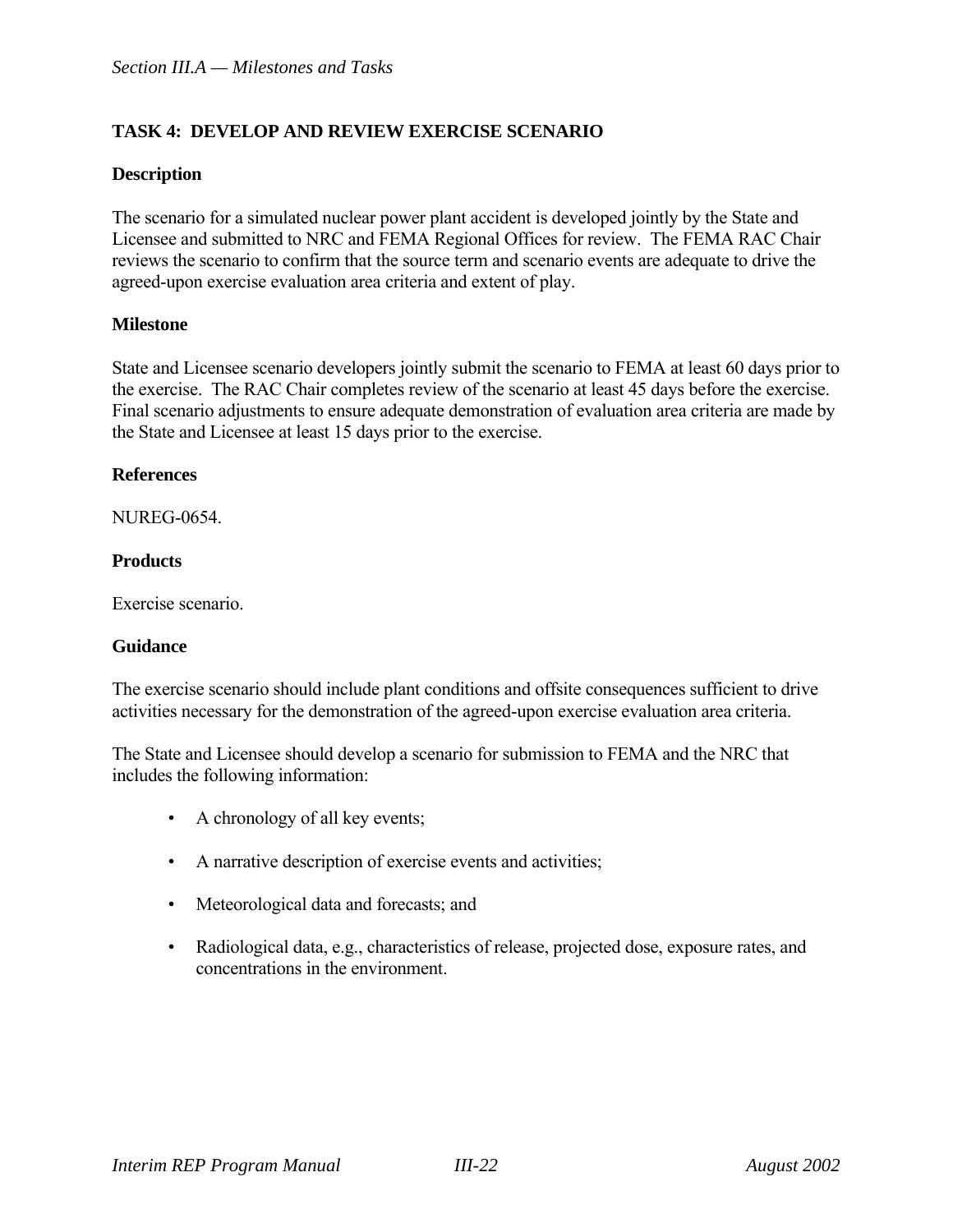## TASK 4: DEVELOP AND REVIEW EXERCISE SCENARIO

### Description

The scenario for a simulated nuclear power plant accident is developed jointly by the State and Licensee and submitted to NRC and FEMA Regional Offices for review. The FEMA RAC Chair reviews the scenario to confirm that the source term and scenario events are adequate to drive the agreed-upon exercise evaluation area criteria and extent of play.

### Milestone

State and Licensee scenario developers jointly submit the scenario to FEMA at least 60 days prior to the exercise. The RAC Chair completes review of the scenario at least 45 days before the exercise. Final scenario adjustments to ensure adequate demonstration of evaluation area criteria are made by the State and Licensee at least 15 days prior to the exercise.

### References

NUREG-0654.

### Products

Exercise scenario.

### Guidance

The exercise scenario should include plant conditions and offsite consequences sufficient to drive activities necessary for the demonstration of the agreed-upon exercise evaluation area criteria.

The State and Licensee should develop a scenario for submission to FEMA and the NRC that includes the following information:

- A chronology of all key events;
- A narrative description of exercise events and activities;
- Meteorological data and forecasts; and
- Radiological data, e.g., characteristics of release, projected dose, exposure rates, and concentrations in the environment.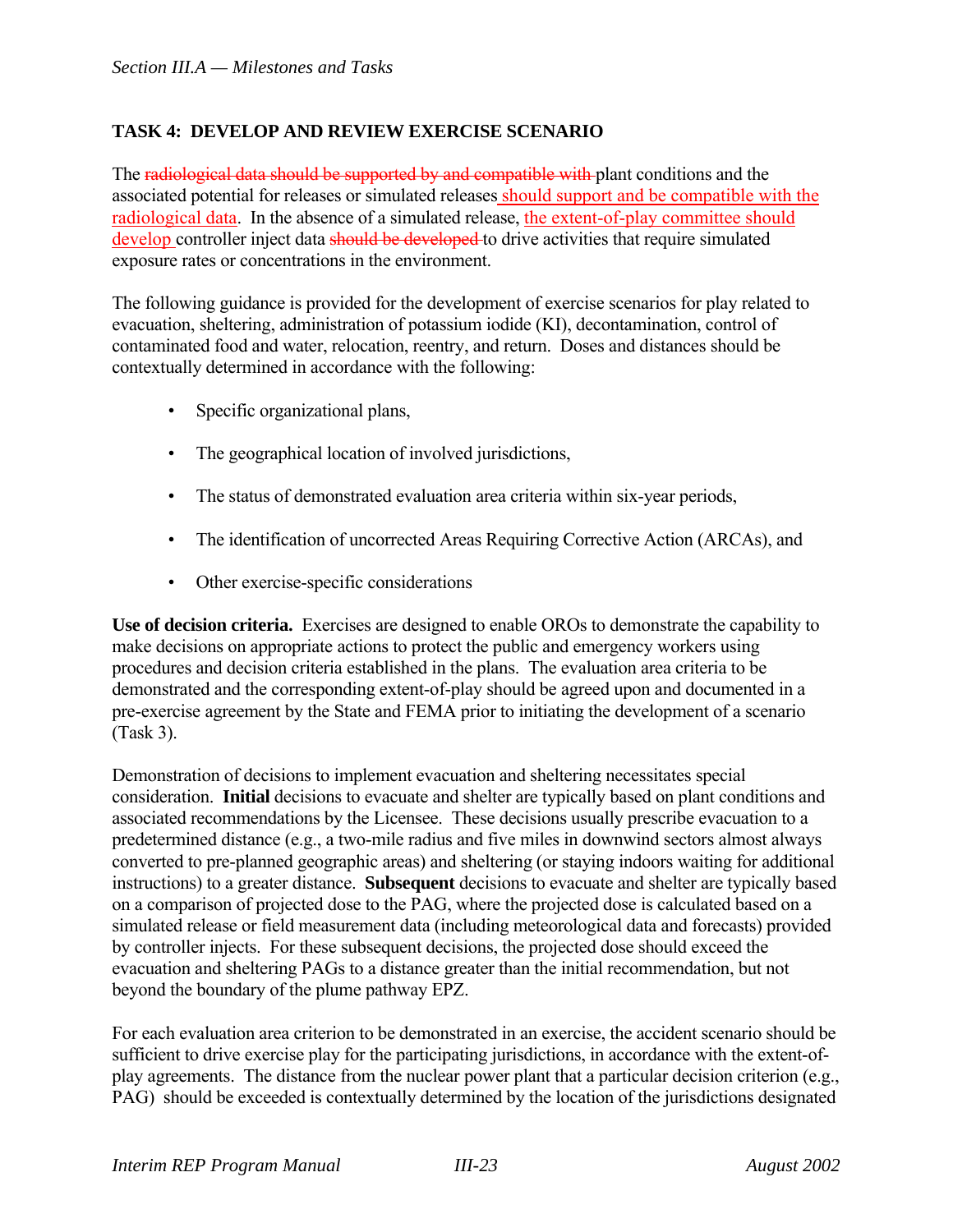### TASK 4: DEVELOP AND REVIEW EXERCISE SCENARIO

The ~~radiological data should be supported by and compatible with~~ plant conditions and the associated potential for releases or simulated releases <u>should support and be compatible with the radiological data</u>. In the absence of a simulated release, <u>the extent-of-play committee should develop</u> controller inject data ~~should be developed~~ to drive activities that require simulated exposure rates or concentrations in the environment.

The following guidance is provided for the development of exercise scenarios for play related to evacuation, sheltering, administration of potassium iodide (KI), decontamination, control of contaminated food and water, relocation, reentry, and return. Doses and distances should be contextually determined in accordance with the following:

- Specific organizational plans,
- The geographical location of involved jurisdictions,
- The status of demonstrated evaluation area criteria within six-year periods,
- The identification of uncorrected Areas Requiring Corrective Action (ARCAs), and
- Other exercise-specific considerations

**Use of decision criteria.** Exercises are designed to enable OROs to demonstrate the capability to make decisions on appropriate actions to protect the public and emergency workers using procedures and decision criteria established in the plans. The evaluation area criteria to be demonstrated and the corresponding extent-of-play should be agreed upon and documented in a pre-exercise agreement by the State and FEMA prior to initiating the development of a scenario (Task 3).

Demonstration of decisions to implement evacuation and sheltering necessitates special consideration. **Initial** decisions to evacuate and shelter are typically based on plant conditions and associated recommendations by the Licensee. These decisions usually prescribe evacuation to a predetermined distance (e.g., a two-mile radius and five miles in downwind sectors almost always converted to pre-planned geographic areas) and sheltering (or staying indoors waiting for additional instructions) to a greater distance. **Subsequent** decisions to evacuate and shelter are typically based on a comparison of projected dose to the PAG, where the projected dose is calculated based on a simulated release or field measurement data (including meteorological data and forecasts) provided by controller injects. For these subsequent decisions, the projected dose should exceed the evacuation and sheltering PAGs to a distance greater than the initial recommendation, but not beyond the boundary of the plume pathway EPZ.

For each evaluation area criterion to be demonstrated in an exercise, the accident scenario should be sufficient to drive exercise play for the participating jurisdictions, in accordance with the extent-of-play agreements. The distance from the nuclear power plant that a particular decision criterion (e.g., PAG) should be exceeded is contextually determined by the location of the jurisdictions designated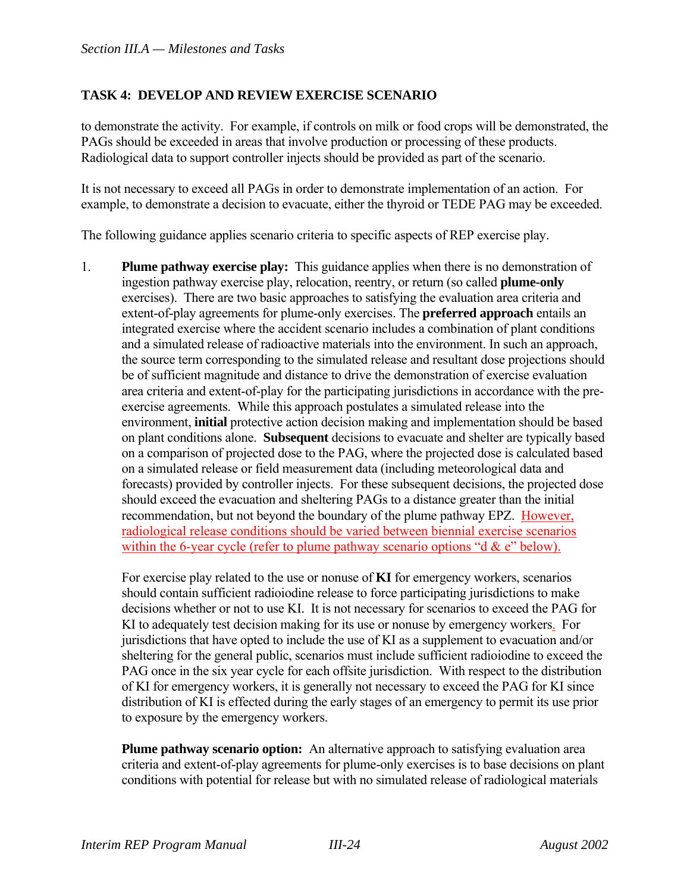## TASK 4: DEVELOP AND REVIEW EXERCISE SCENARIO

to demonstrate the activity. For example, if controls on milk or food crops will be demonstrated, the PAGs should be exceeded in areas that involve production or processing of these products. Radiological data to support controller injects should be provided as part of the scenario.

It is not necessary to exceed all PAGs in order to demonstrate implementation of an action. For example, to demonstrate a decision to evacuate, either the thyroid or TEDE PAG may be exceeded.

The following guidance applies scenario criteria to specific aspects of REP exercise play.

1. **Plume pathway exercise play:** This guidance applies when there is no demonstration of ingestion pathway exercise play, relocation, reentry, or return (so called **plume-only** exercises). There are two basic approaches to satisfying the evaluation area criteria and extent-of-play agreements for plume-only exercises. The **preferred approach** entails an integrated exercise where the accident scenario includes a combination of plant conditions and a simulated release of radioactive materials into the environment. In such an approach, the source term corresponding to the simulated release and resultant dose projections should be of sufficient magnitude and distance to drive the demonstration of exercise evaluation area criteria and extent-of-play for the participating jurisdictions in accordance with the pre-exercise agreements. While this approach postulates a simulated release into the environment, **initial** protective action decision making and implementation should be based on plant conditions alone. **Subsequent** decisions to evacuate and shelter are typically based on a comparison of projected dose to the PAG, where the projected dose is calculated based on a simulated release or field measurement data (including meteorological data and forecasts) provided by controller injects. For these subsequent decisions, the projected dose should exceed the evacuation and sheltering PAGs to a distance greater than the initial recommendation, but not beyond the boundary of the plume pathway EPZ. However, radiological release conditions should be varied between biennial exercise scenarios within the 6-year cycle (refer to plume pathway scenario options "d & e" below).

   For exercise play related to the use or nonuse of **KI** for emergency workers, scenarios should contain sufficient radioiodine release to force participating jurisdictions to make decisions whether or not to use KI. It is not necessary for scenarios to exceed the PAG for KI to adequately test decision making for its use or nonuse by emergency workers. For jurisdictions that have opted to include the use of KI as a supplement to evacuation and/or sheltering for the general public, scenarios must include sufficient radioiodine to exceed the PAG once in the six year cycle for each offsite jurisdiction. With respect to the distribution of KI for emergency workers, it is generally not necessary to exceed the PAG for KI since distribution of KI is effected during the early stages of an emergency to permit its use prior to exposure by the emergency workers.

   **Plume pathway scenario option:** An alternative approach to satisfying evaluation area criteria and extent-of-play agreements for plume-only exercises is to base decisions on plant conditions with potential for release but with no simulated release of radiological materials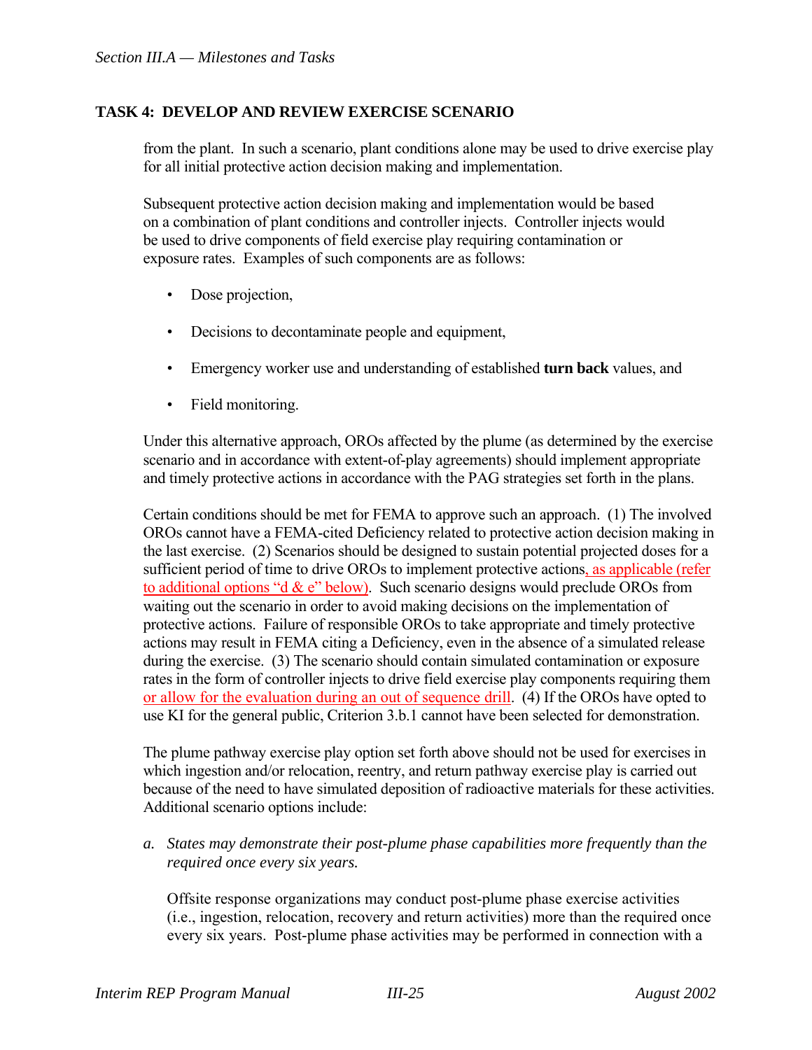## TASK 4: DEVELOP AND REVIEW EXERCISE SCENARIO

from the plant. In such a scenario, plant conditions alone may be used to drive exercise play for all initial protective action decision making and implementation.

Subsequent protective action decision making and implementation would be based on a combination of plant conditions and controller injects. Controller injects would be used to drive components of field exercise play requiring contamination or exposure rates. Examples of such components are as follows:

- Dose projection,
- Decisions to decontaminate people and equipment,
- Emergency worker use and understanding of established **turn back** values, and
- Field monitoring.

Under this alternative approach, OROs affected by the plume (as determined by the exercise scenario and in accordance with extent-of-play agreements) should implement appropriate and timely protective actions in accordance with the PAG strategies set forth in the plans.

Certain conditions should be met for FEMA to approve such an approach. (1) The involved OROs cannot have a FEMA-cited Deficiency related to protective action decision making in the last exercise. (2) Scenarios should be designed to sustain potential projected doses for a sufficient period of time to drive OROs to implement protective actions, as applicable (refer to additional options "d & e" below). Such scenario designs would preclude OROs from waiting out the scenario in order to avoid making decisions on the implementation of protective actions. Failure of responsible OROs to take appropriate and timely protective actions may result in FEMA citing a Deficiency, even in the absence of a simulated release during the exercise. (3) The scenario should contain simulated contamination or exposure rates in the form of controller injects to drive field exercise play components requiring them or allow for the evaluation during an out of sequence drill. (4) If the OROs have opted to use KI for the general public, Criterion 3.b.1 cannot have been selected for demonstration.

The plume pathway exercise play option set forth above should not be used for exercises in which ingestion and/or relocation, reentry, and return pathway exercise play is carried out because of the need to have simulated deposition of radioactive materials for these activities. Additional scenario options include:

a. *States may demonstrate their post-plume phase capabilities more frequently than the required once every six years.*

   Offsite response organizations may conduct post-plume phase exercise activities (i.e., ingestion, relocation, recovery and return activities) more than the required once every six years. Post-plume phase activities may be performed in connection with a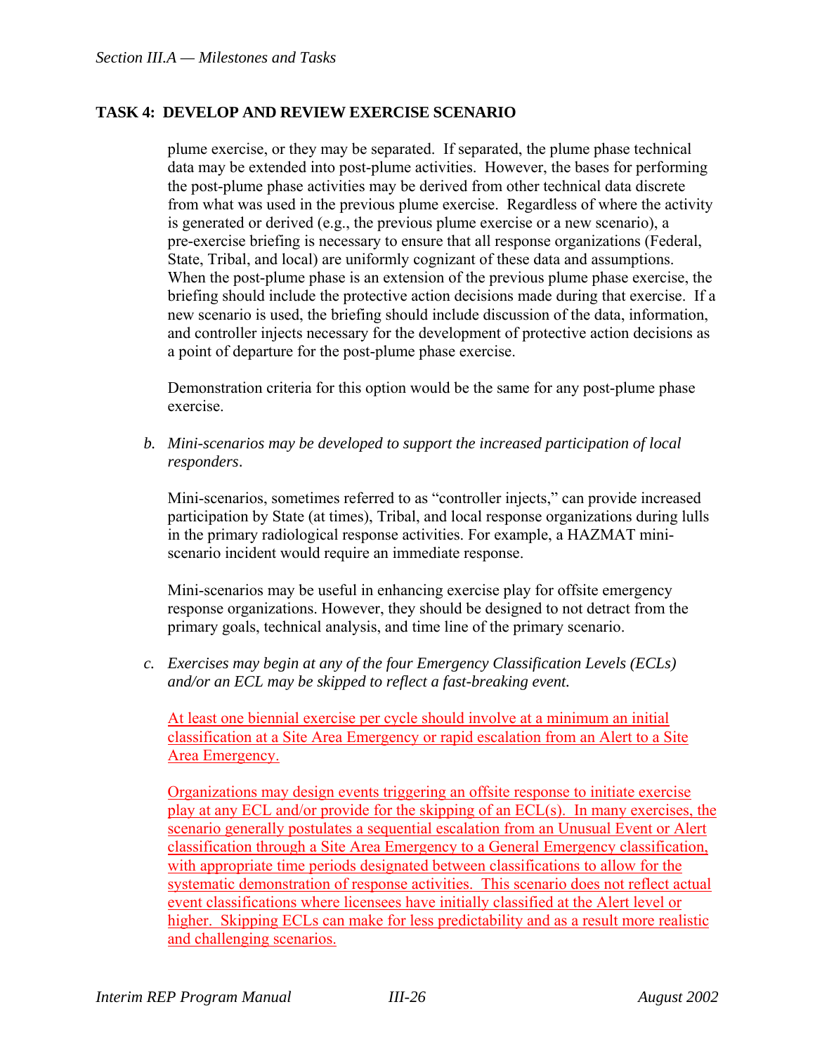## TASK 4: DEVELOP AND REVIEW EXERCISE SCENARIO

plume exercise, or they may be separated. If separated, the plume phase technical data may be extended into post-plume activities. However, the bases for performing the post-plume phase activities may be derived from other technical data discrete from what was used in the previous plume exercise. Regardless of where the activity is generated or derived (e.g., the previous plume exercise or a new scenario), a pre-exercise briefing is necessary to ensure that all response organizations (Federal, State, Tribal, and local) are uniformly cognizant of these data and assumptions. When the post-plume phase is an extension of the previous plume phase exercise, the briefing should include the protective action decisions made during that exercise. If a new scenario is used, the briefing should include discussion of the data, information, and controller injects necessary for the development of protective action decisions as a point of departure for the post-plume phase exercise.

Demonstration criteria for this option would be the same for any post-plume phase exercise.

b. *Mini-scenarios may be developed to support the increased participation of local responders*.

Mini-scenarios, sometimes referred to as "controller injects," can provide increased participation by State (at times), Tribal, and local response organizations during lulls in the primary radiological response activities. For example, a HAZMAT mini-scenario incident would require an immediate response.

Mini-scenarios may be useful in enhancing exercise play for offsite emergency response organizations. However, they should be designed to not detract from the primary goals, technical analysis, and time line of the primary scenario.

c. *Exercises may begin at any of the four Emergency Classification Levels (ECLs) and/or an ECL may be skipped to reflect a fast-breaking event.*

At least one biennial exercise per cycle should involve at a minimum an initial classification at a Site Area Emergency or rapid escalation from an Alert to a Site Area Emergency.

Organizations may design events triggering an offsite response to initiate exercise play at any ECL and/or provide for the skipping of an ECL(s). In many exercises, the scenario generally postulates a sequential escalation from an Unusual Event or Alert classification through a Site Area Emergency to a General Emergency classification, with appropriate time periods designated between classifications to allow for the systematic demonstration of response activities. This scenario does not reflect actual event classifications where licensees have initially classified at the Alert level or higher. Skipping ECLs can make for less predictability and as a result more realistic and challenging scenarios.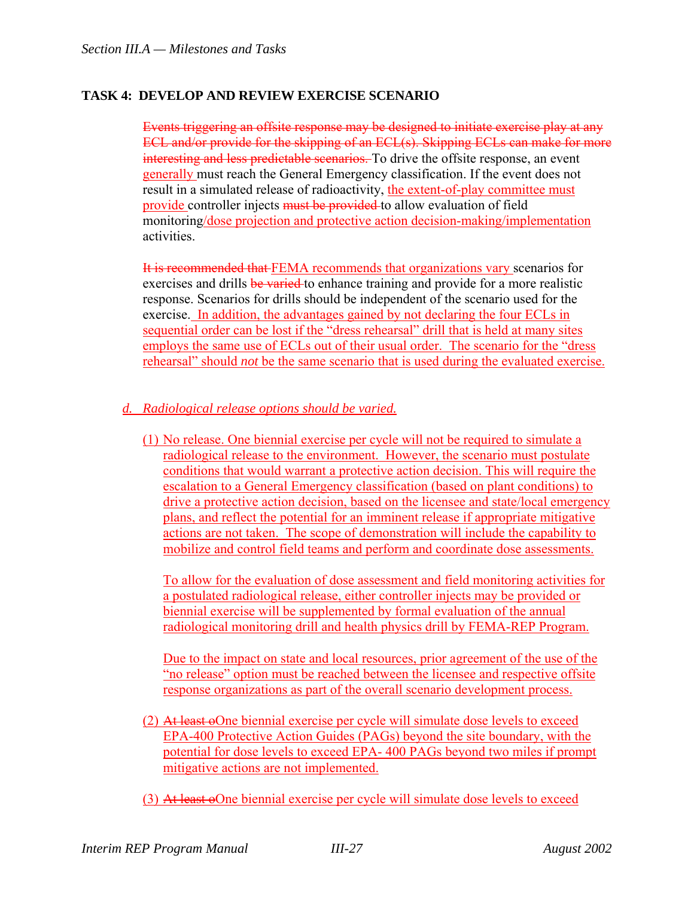## TASK 4: DEVELOP AND REVIEW EXERCISE SCENARIO

~~Events triggering an offsite response may be designed to initiate exercise play at any ECL and/or provide for the skipping of an ECL(s). Skipping ECLs can make for more interesting and less predictable scenarios.~~ To drive the offsite response, an event generally must reach the General Emergency classification. If the event does not result in a simulated release of radioactivity, the extent-of-play committee must provide controller injects ~~must be provided~~ to allow evaluation of field monitoring/dose projection and protective action decision-making/implementation activities.

~~It is recommended that~~ FEMA recommends that organizations vary scenarios for exercises and drills ~~be varied~~ to enhance training and provide for a more realistic response. Scenarios for drills should be independent of the scenario used for the exercise. In addition, the advantages gained by not declaring the four ECLs in sequential order can be lost if the "dress rehearsal" drill that is held at many sites employs the same use of ECLs out of their usual order. The scenario for the "dress rehearsal" should *not* be the same scenario that is used during the evaluated exercise.

*d. Radiological release options should be varied.*

(1) No release. One biennial exercise per cycle will not be required to simulate a radiological release to the environment. However, the scenario must postulate conditions that would warrant a protective action decision. This will require the escalation to a General Emergency classification (based on plant conditions) to drive a protective action decision, based on the licensee and state/local emergency plans, and reflect the potential for an imminent release if appropriate mitigative actions are not taken. The scope of demonstration will include the capability to mobilize and control field teams and perform and coordinate dose assessments.

To allow for the evaluation of dose assessment and field monitoring activities for a postulated radiological release, either controller injects may be provided or biennial exercise will be supplemented by formal evaluation of the annual radiological monitoring drill and health physics drill by FEMA-REP Program.

Due to the impact on state and local resources, prior agreement of the use of the "no release" option must be reached between the licensee and respective offsite response organizations as part of the overall scenario development process.

(2) ~~At least o~~One biennial exercise per cycle will simulate dose levels to exceed EPA-400 Protective Action Guides (PAGs) beyond the site boundary, with the potential for dose levels to exceed EPA- 400 PAGs beyond two miles if prompt mitigative actions are not implemented.

(3) ~~At least o~~One biennial exercise per cycle will simulate dose levels to exceed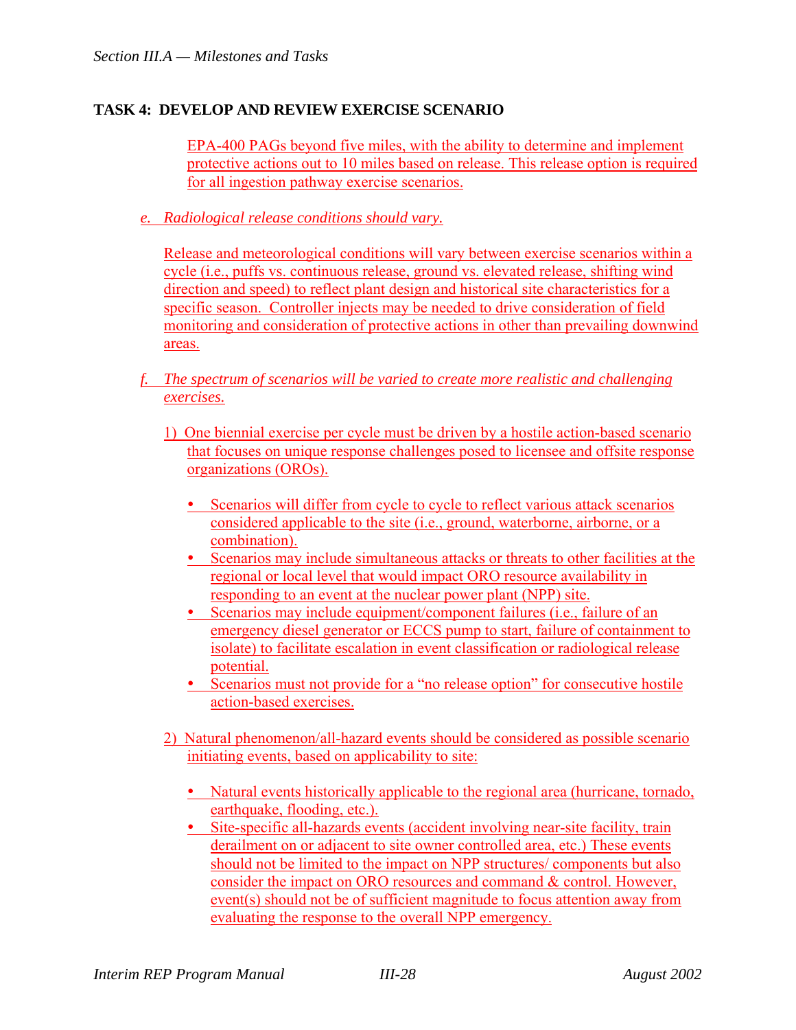## TASK 4: DEVELOP AND REVIEW EXERCISE SCENARIO

EPA-400 PAGs beyond five miles, with the ability to determine and implement protective actions out to 10 miles based on release. This release option is required for all ingestion pathway exercise scenarios.

*e. Radiological release conditions should vary.*

Release and meteorological conditions will vary between exercise scenarios within a cycle (i.e., puffs vs. continuous release, ground vs. elevated release, shifting wind direction and speed) to reflect plant design and historical site characteristics for a specific season. Controller injects may be needed to drive consideration of field monitoring and consideration of protective actions in other than prevailing downwind areas.

*f. The spectrum of scenarios will be varied to create more realistic and challenging exercises.*

1) One biennial exercise per cycle must be driven by a hostile action-based scenario that focuses on unique response challenges posed to licensee and offsite response organizations (OROs).

- Scenarios will differ from cycle to cycle to reflect various attack scenarios considered applicable to the site (i.e., ground, waterborne, airborne, or a combination).
- Scenarios may include simultaneous attacks or threats to other facilities at the regional or local level that would impact ORO resource availability in responding to an event at the nuclear power plant (NPP) site.
- Scenarios may include equipment/component failures (i.e., failure of an emergency diesel generator or ECCS pump to start, failure of containment to isolate) to facilitate escalation in event classification or radiological release potential.
- Scenarios must not provide for a "no release option" for consecutive hostile action-based exercises.

2) Natural phenomenon/all-hazard events should be considered as possible scenario initiating events, based on applicability to site:

- Natural events historically applicable to the regional area (hurricane, tornado, earthquake, flooding, etc.).
- Site-specific all-hazards events (accident involving near-site facility, train derailment on or adjacent to site owner controlled area, etc.) These events should not be limited to the impact on NPP structures/ components but also consider the impact on ORO resources and command & control. However, event(s) should not be of sufficient magnitude to focus attention away from evaluating the response to the overall NPP emergency.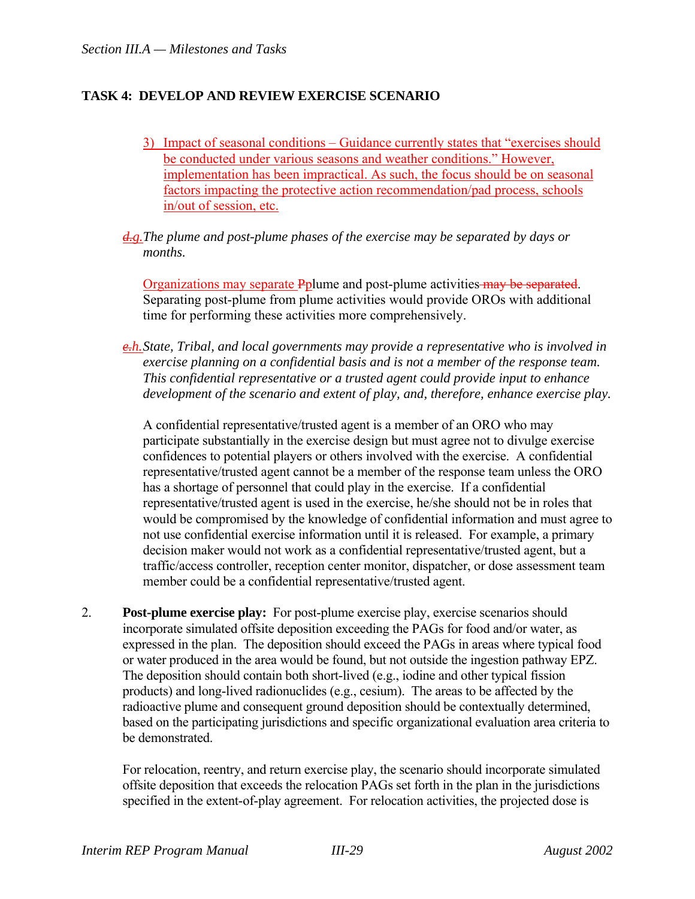## TASK 4: DEVELOP AND REVIEW EXERCISE SCENARIO

3) Impact of seasonal conditions – Guidance currently states that "exercises should be conducted under various seasons and weather conditions." However, implementation has been impractical. As such, the focus should be on seasonal factors impacting the protective action recommendation/pad process, schools in/out of session, etc.

~~d.~~g. *The plume and post-plume phases of the exercise may be separated by days or months.*

Organizations may separate ~~P~~plume and post-plume activities ~~may be separated~~. Separating post-plume from plume activities would provide OROs with additional time for performing these activities more comprehensively.

~~e.~~h. *State, Tribal, and local governments may provide a representative who is involved in exercise planning on a confidential basis and is not a member of the response team. This confidential representative or a trusted agent could provide input to enhance development of the scenario and extent of play, and, therefore, enhance exercise play.*

A confidential representative/trusted agent is a member of an ORO who may participate substantially in the exercise design but must agree not to divulge exercise confidences to potential players or others involved with the exercise. A confidential representative/trusted agent cannot be a member of the response team unless the ORO has a shortage of personnel that could play in the exercise. If a confidential representative/trusted agent is used in the exercise, he/she should not be in roles that would be compromised by the knowledge of confidential information and must agree to not use confidential exercise information until it is released. For example, a primary decision maker would not work as a confidential representative/trusted agent, but a traffic/access controller, reception center monitor, dispatcher, or dose assessment team member could be a confidential representative/trusted agent.

2. **Post-plume exercise play:** For post-plume exercise play, exercise scenarios should incorporate simulated offsite deposition exceeding the PAGs for food and/or water, as expressed in the plan. The deposition should exceed the PAGs in areas where typical food or water produced in the area would be found, but not outside the ingestion pathway EPZ. The deposition should contain both short-lived (e.g., iodine and other typical fission products) and long-lived radionuclides (e.g., cesium). The areas to be affected by the radioactive plume and consequent ground deposition should be contextually determined, based on the participating jurisdictions and specific organizational evaluation area criteria to be demonstrated.

   For relocation, reentry, and return exercise play, the scenario should incorporate simulated offsite deposition that exceeds the relocation PAGs set forth in the plan in the jurisdictions specified in the extent-of-play agreement. For relocation activities, the projected dose is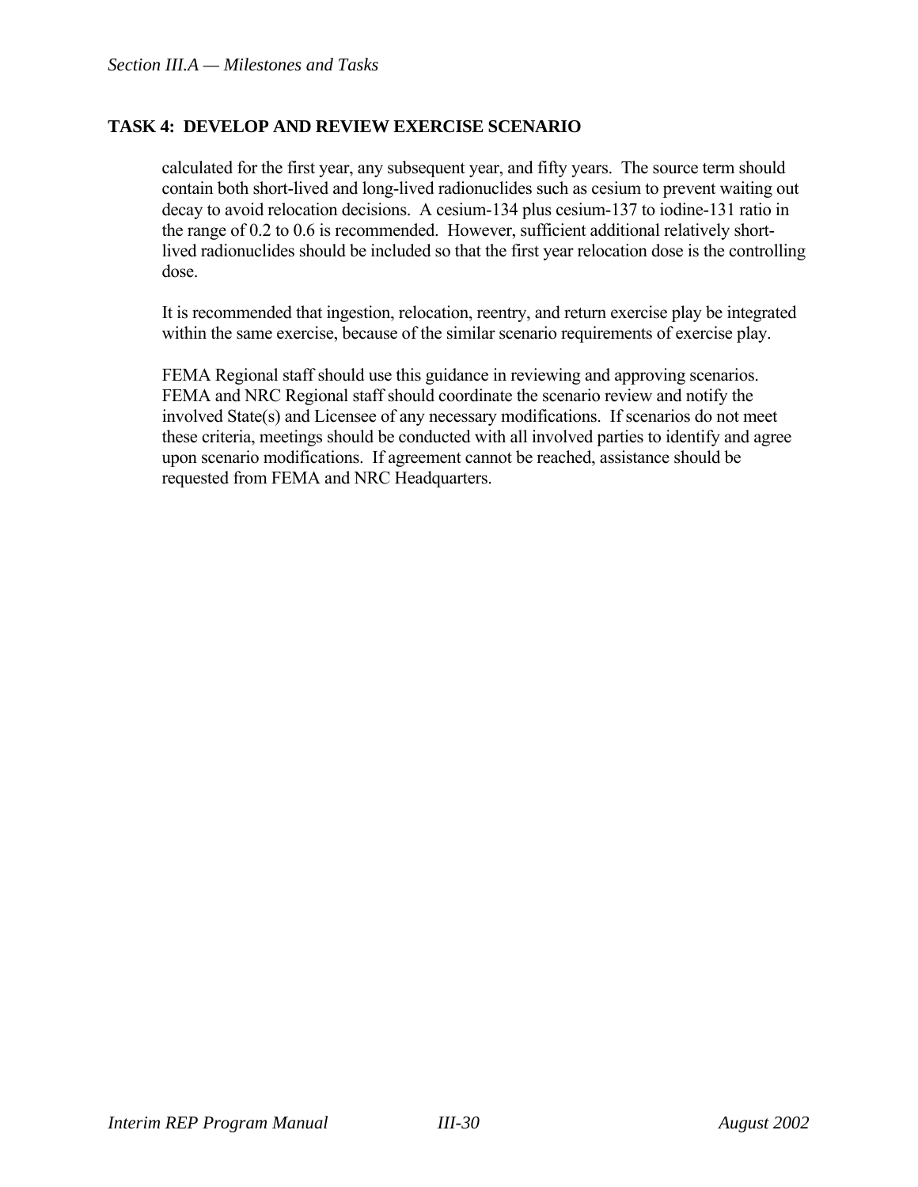## TASK 4: DEVELOP AND REVIEW EXERCISE SCENARIO

calculated for the first year, any subsequent year, and fifty years. The source term should contain both short-lived and long-lived radionuclides such as cesium to prevent waiting out decay to avoid relocation decisions. A cesium-134 plus cesium-137 to iodine-131 ratio in the range of 0.2 to 0.6 is recommended. However, sufficient additional relatively short-lived radionuclides should be included so that the first year relocation dose is the controlling dose.

It is recommended that ingestion, relocation, reentry, and return exercise play be integrated within the same exercise, because of the similar scenario requirements of exercise play.

FEMA Regional staff should use this guidance in reviewing and approving scenarios. FEMA and NRC Regional staff should coordinate the scenario review and notify the involved State(s) and Licensee of any necessary modifications. If scenarios do not meet these criteria, meetings should be conducted with all involved parties to identify and agree upon scenario modifications. If agreement cannot be reached, assistance should be requested from FEMA and NRC Headquarters.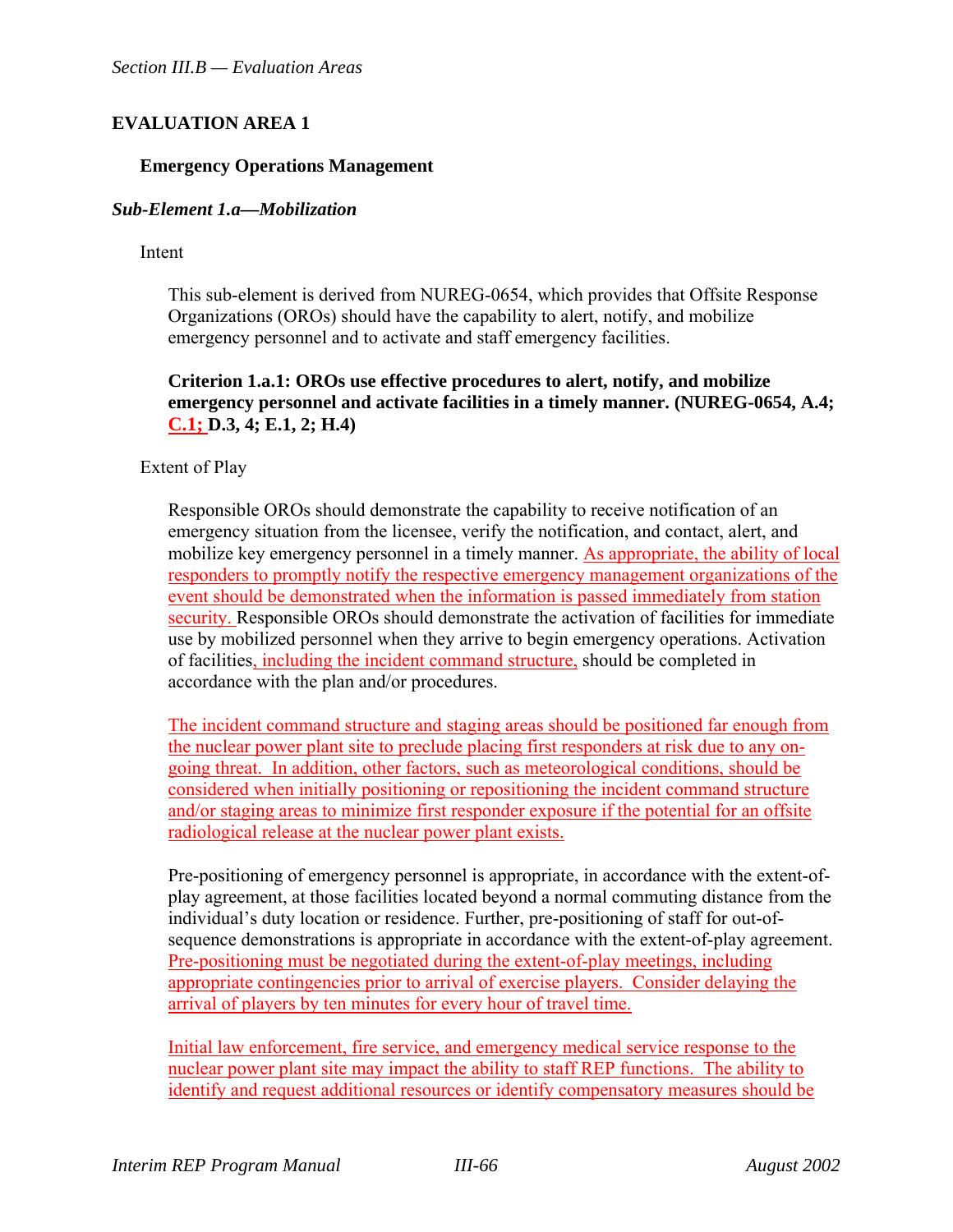# EVALUATION AREA 1

## Emergency Operations Management

### *Sub-Element 1.a—Mobilization*

Intent

This sub-element is derived from NUREG-0654, which provides that Offsite Response Organizations (OROs) should have the capability to alert, notify, and mobilize emergency personnel and to activate and staff emergency facilities.

**Criterion 1.a.1: OROs use effective procedures to alert, notify, and mobilize emergency personnel and activate facilities in a timely manner. (NUREG-0654, A.4; C.1; D.3, 4; E.1, 2; H.4)**

Extent of Play

Responsible OROs should demonstrate the capability to receive notification of an emergency situation from the licensee, verify the notification, and contact, alert, and mobilize key emergency personnel in a timely manner. As appropriate, the ability of local responders to promptly notify the respective emergency management organizations of the event should be demonstrated when the information is passed immediately from station security. Responsible OROs should demonstrate the activation of facilities for immediate use by mobilized personnel when they arrive to begin emergency operations. Activation of facilities, including the incident command structure, should be completed in accordance with the plan and/or procedures.

The incident command structure and staging areas should be positioned far enough from the nuclear power plant site to preclude placing first responders at risk due to any on-going threat. In addition, other factors, such as meteorological conditions, should be considered when initially positioning or repositioning the incident command structure and/or staging areas to minimize first responder exposure if the potential for an offsite radiological release at the nuclear power plant exists.

Pre-positioning of emergency personnel is appropriate, in accordance with the extent-of-play agreement, at those facilities located beyond a normal commuting distance from the individual's duty location or residence. Further, pre-positioning of staff for out-of-sequence demonstrations is appropriate in accordance with the extent-of-play agreement. Pre-positioning must be negotiated during the extent-of-play meetings, including appropriate contingencies prior to arrival of exercise players. Consider delaying the arrival of players by ten minutes for every hour of travel time.

Initial law enforcement, fire service, and emergency medical service response to the nuclear power plant site may impact the ability to staff REP functions. The ability to identify and request additional resources or identify compensatory measures should be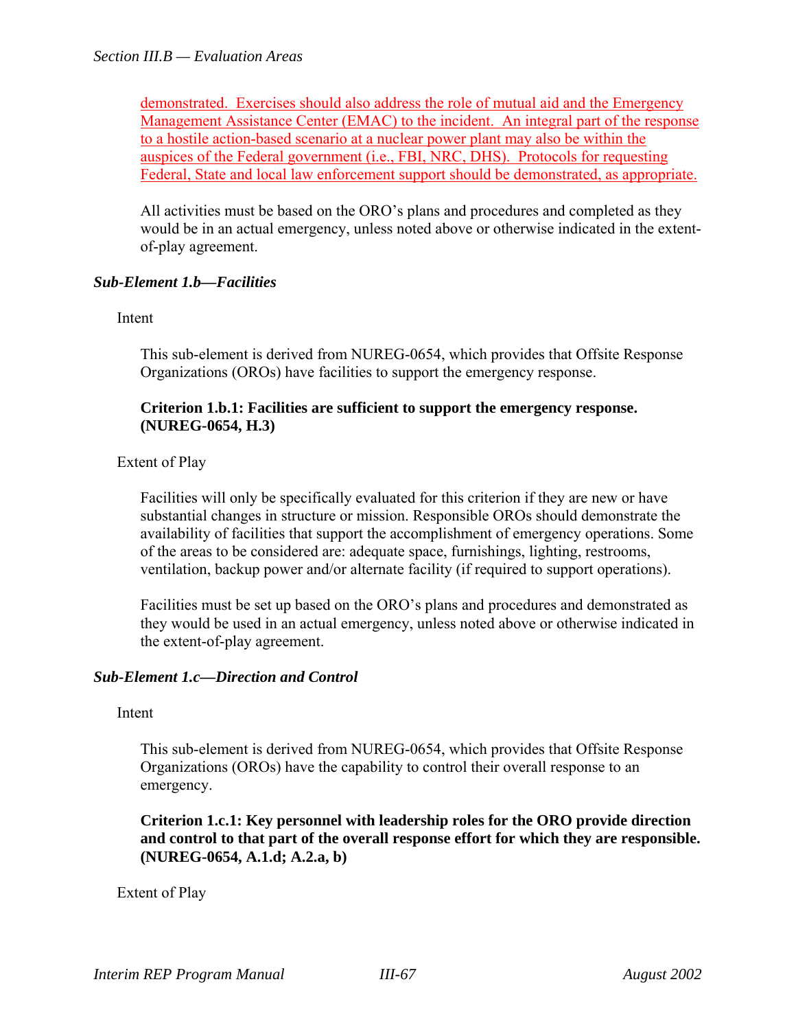demonstrated. Exercises should also address the role of mutual aid and the Emergency Management Assistance Center (EMAC) to the incident. An integral part of the response to a hostile action-based scenario at a nuclear power plant may also be within the auspices of the Federal government (i.e., FBI, NRC, DHS). Protocols for requesting Federal, State and local law enforcement support should be demonstrated, as appropriate.

All activities must be based on the ORO's plans and procedures and completed as they would be in an actual emergency, unless noted above or otherwise indicated in the extent-of-play agreement.

### *Sub-Element 1.b—Facilities*

Intent

This sub-element is derived from NUREG-0654, which provides that Offsite Response Organizations (OROs) have facilities to support the emergency response.

**Criterion 1.b.1: Facilities are sufficient to support the emergency response. (NUREG-0654, H.3)**

Extent of Play

Facilities will only be specifically evaluated for this criterion if they are new or have substantial changes in structure or mission. Responsible OROs should demonstrate the availability of facilities that support the accomplishment of emergency operations. Some of the areas to be considered are: adequate space, furnishings, lighting, restrooms, ventilation, backup power and/or alternate facility (if required to support operations).

Facilities must be set up based on the ORO's plans and procedures and demonstrated as they would be used in an actual emergency, unless noted above or otherwise indicated in the extent-of-play agreement.

### *Sub-Element 1.c—Direction and Control*

Intent

This sub-element is derived from NUREG-0654, which provides that Offsite Response Organizations (OROs) have the capability to control their overall response to an emergency.

**Criterion 1.c.1: Key personnel with leadership roles for the ORO provide direction and control to that part of the overall response effort for which they are responsible. (NUREG-0654, A.1.d; A.2.a, b)**

Extent of Play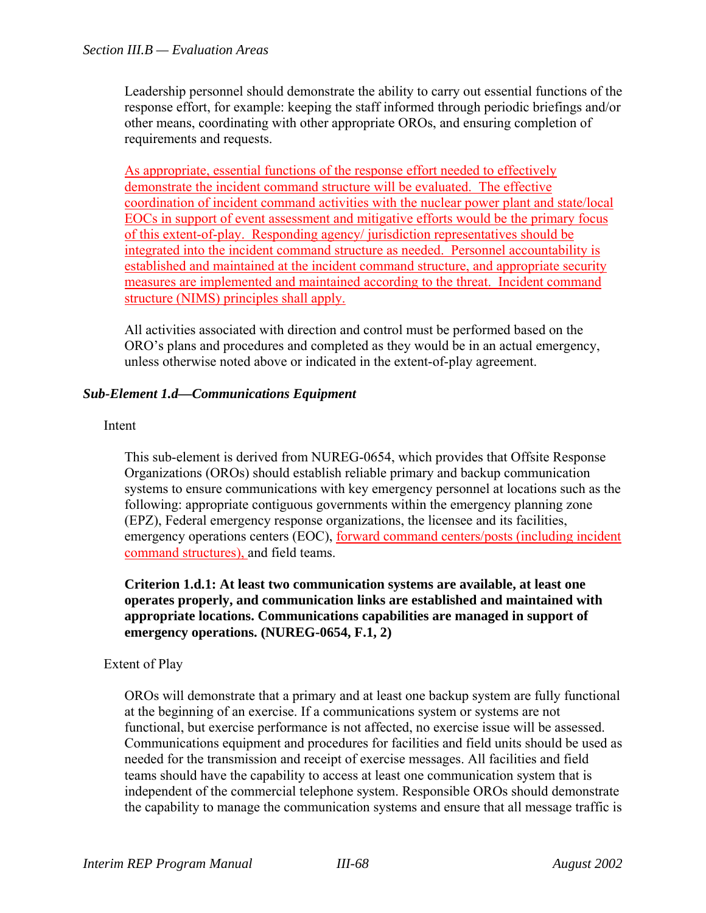Leadership personnel should demonstrate the ability to carry out essential functions of the response effort, for example: keeping the staff informed through periodic briefings and/or other means, coordinating with other appropriate OROs, and ensuring completion of requirements and requests.

As appropriate, essential functions of the response effort needed to effectively demonstrate the incident command structure will be evaluated. The effective coordination of incident command activities with the nuclear power plant and state/local EOCs in support of event assessment and mitigative efforts would be the primary focus of this extent-of-play. Responding agency/ jurisdiction representatives should be integrated into the incident command structure as needed. Personnel accountability is established and maintained at the incident command structure, and appropriate security measures are implemented and maintained according to the threat. Incident command structure (NIMS) principles shall apply.

All activities associated with direction and control must be performed based on the ORO's plans and procedures and completed as they would be in an actual emergency, unless otherwise noted above or indicated in the extent-of-play agreement.

### *Sub-Element 1.d—Communications Equipment*

Intent

This sub-element is derived from NUREG-0654, which provides that Offsite Response Organizations (OROs) should establish reliable primary and backup communication systems to ensure communications with key emergency personnel at locations such as the following: appropriate contiguous governments within the emergency planning zone (EPZ), Federal emergency response organizations, the licensee and its facilities, emergency operations centers (EOC), forward command centers/posts (including incident command structures), and field teams.

**Criterion 1.d.1: At least two communication systems are available, at least one operates properly, and communication links are established and maintained with appropriate locations. Communications capabilities are managed in support of emergency operations. (NUREG-0654, F.1, 2)**

Extent of Play

OROs will demonstrate that a primary and at least one backup system are fully functional at the beginning of an exercise. If a communications system or systems are not functional, but exercise performance is not affected, no exercise issue will be assessed. Communications equipment and procedures for facilities and field units should be used as needed for the transmission and receipt of exercise messages. All facilities and field teams should have the capability to access at least one communication system that is independent of the commercial telephone system. Responsible OROs should demonstrate the capability to manage the communication systems and ensure that all message traffic is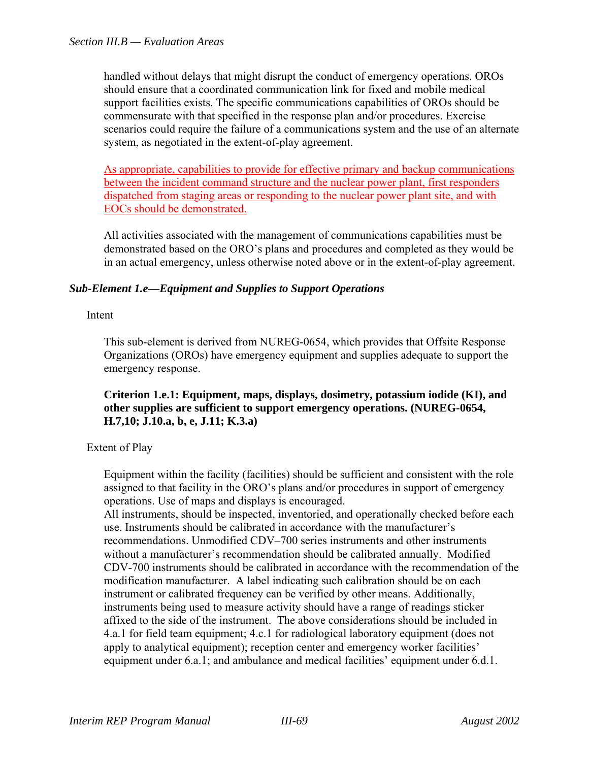handled without delays that might disrupt the conduct of emergency operations. OROs should ensure that a coordinated communication link for fixed and mobile medical support facilities exists. The specific communications capabilities of OROs should be commensurate with that specified in the response plan and/or procedures. Exercise scenarios could require the failure of a communications system and the use of an alternate system, as negotiated in the extent-of-play agreement.

As appropriate, capabilities to provide for effective primary and backup communications between the incident command structure and the nuclear power plant, first responders dispatched from staging areas or responding to the nuclear power plant site, and with EOCs should be demonstrated.

All activities associated with the management of communications capabilities must be demonstrated based on the ORO's plans and procedures and completed as they would be in an actual emergency, unless otherwise noted above or in the extent-of-play agreement.

### *Sub-Element 1.e—Equipment and Supplies to Support Operations*

Intent

This sub-element is derived from NUREG-0654, which provides that Offsite Response Organizations (OROs) have emergency equipment and supplies adequate to support the emergency response.

**Criterion 1.e.1: Equipment, maps, displays, dosimetry, potassium iodide (KI), and other supplies are sufficient to support emergency operations. (NUREG-0654, H.7,10; J.10.a, b, e, J.11; K.3.a)**

Extent of Play

Equipment within the facility (facilities) should be sufficient and consistent with the role assigned to that facility in the ORO's plans and/or procedures in support of emergency operations. Use of maps and displays is encouraged.
All instruments, should be inspected, inventoried, and operationally checked before each use. Instruments should be calibrated in accordance with the manufacturer's recommendations. Unmodified CDV–700 series instruments and other instruments without a manufacturer's recommendation should be calibrated annually. Modified CDV-700 instruments should be calibrated in accordance with the recommendation of the modification manufacturer. A label indicating such calibration should be on each instrument or calibrated frequency can be verified by other means. Additionally, instruments being used to measure activity should have a range of readings sticker affixed to the side of the instrument. The above considerations should be included in 4.a.1 for field team equipment; 4.c.1 for radiological laboratory equipment (does not apply to analytical equipment); reception center and emergency worker facilities' equipment under 6.a.1; and ambulance and medical facilities' equipment under 6.d.1.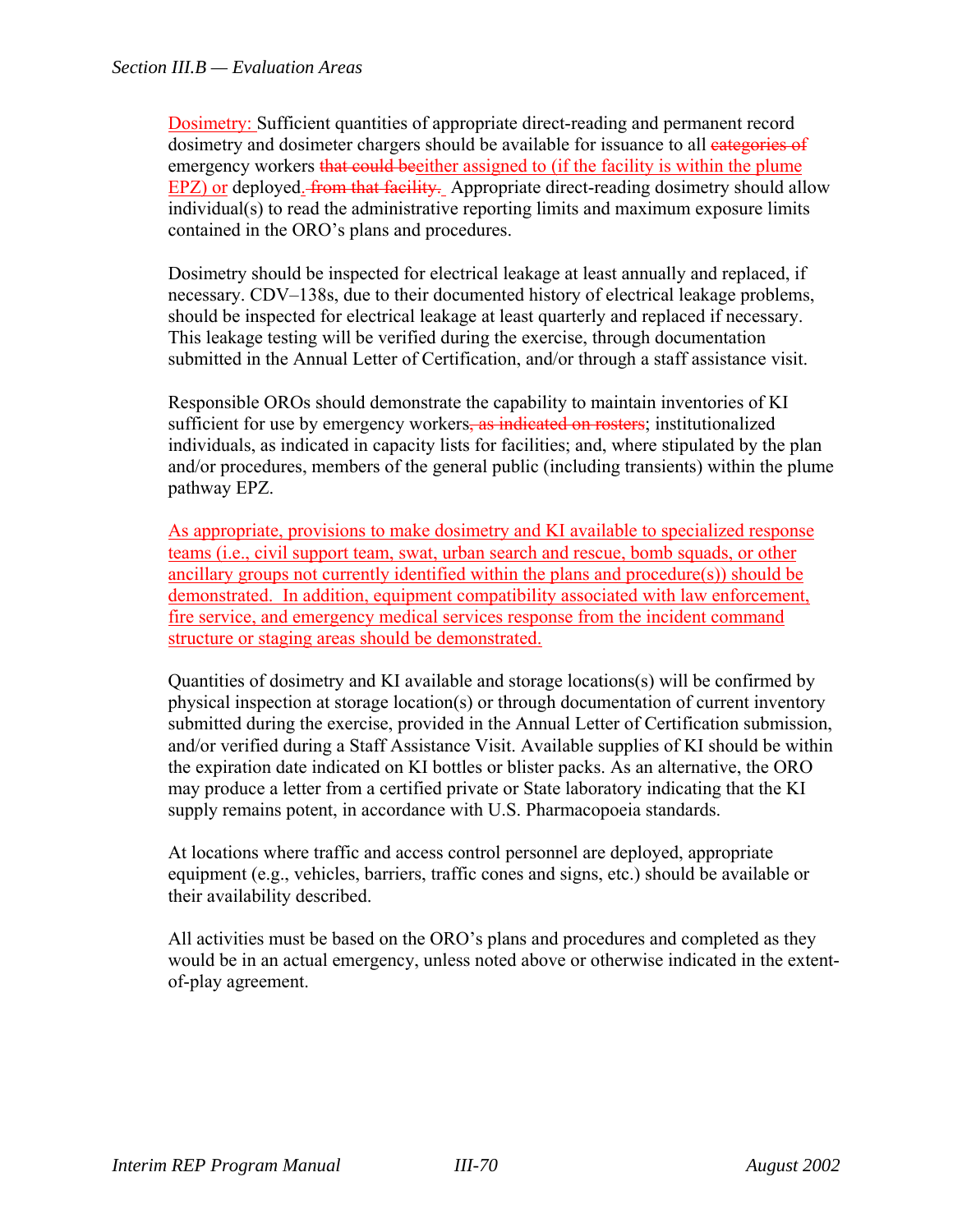Dosimetry: Sufficient quantities of appropriate direct-reading and permanent record dosimetry and dosimeter chargers should be available for issuance to all ~~categories of~~ emergency workers ~~that could be~~either assigned to (if the facility is within the plume EPZ) or deployed.~~ from that facility.~~ Appropriate direct-reading dosimetry should allow individual(s) to read the administrative reporting limits and maximum exposure limits contained in the ORO's plans and procedures.

Dosimetry should be inspected for electrical leakage at least annually and replaced, if necessary. CDV–138s, due to their documented history of electrical leakage problems, should be inspected for electrical leakage at least quarterly and replaced if necessary. This leakage testing will be verified during the exercise, through documentation submitted in the Annual Letter of Certification, and/or through a staff assistance visit.

Responsible OROs should demonstrate the capability to maintain inventories of KI sufficient for use by emergency workers~~, as indicated on rosters~~; institutionalized individuals, as indicated in capacity lists for facilities; and, where stipulated by the plan and/or procedures, members of the general public (including transients) within the plume pathway EPZ.

As appropriate, provisions to make dosimetry and KI available to specialized response teams (i.e., civil support team, swat, urban search and rescue, bomb squads, or other ancillary groups not currently identified within the plans and procedure(s)) should be demonstrated. In addition, equipment compatibility associated with law enforcement, fire service, and emergency medical services response from the incident command structure or staging areas should be demonstrated.

Quantities of dosimetry and KI available and storage locations(s) will be confirmed by physical inspection at storage location(s) or through documentation of current inventory submitted during the exercise, provided in the Annual Letter of Certification submission, and/or verified during a Staff Assistance Visit. Available supplies of KI should be within the expiration date indicated on KI bottles or blister packs. As an alternative, the ORO may produce a letter from a certified private or State laboratory indicating that the KI supply remains potent, in accordance with U.S. Pharmacopoeia standards.

At locations where traffic and access control personnel are deployed, appropriate equipment (e.g., vehicles, barriers, traffic cones and signs, etc.) should be available or their availability described.

All activities must be based on the ORO's plans and procedures and completed as they would be in an actual emergency, unless noted above or otherwise indicated in the extent-of-play agreement.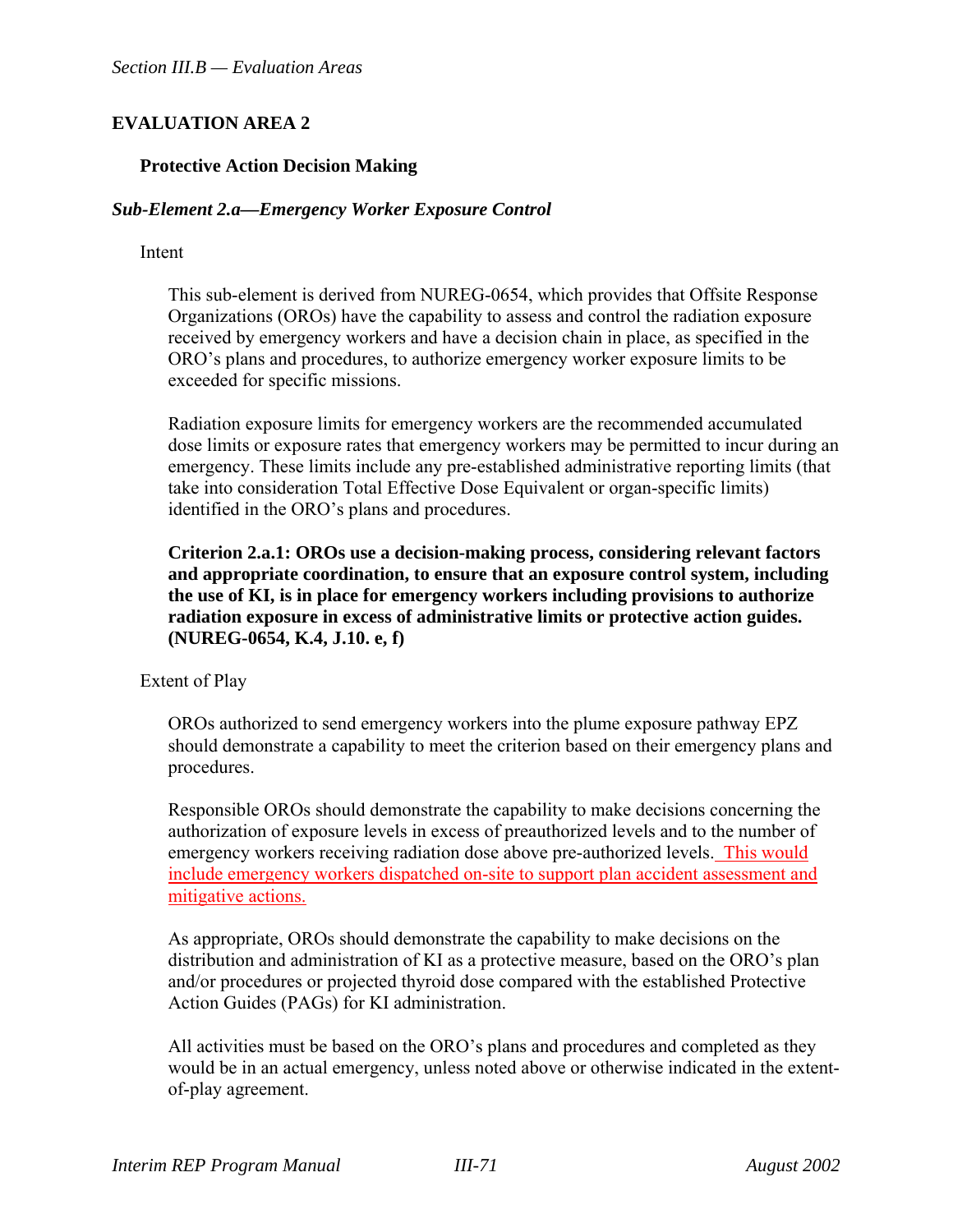## EVALUATION AREA 2

### Protective Action Decision Making

### *Sub-Element 2.a—Emergency Worker Exposure Control*

Intent

This sub-element is derived from NUREG-0654, which provides that Offsite Response Organizations (OROs) have the capability to assess and control the radiation exposure received by emergency workers and have a decision chain in place, as specified in the ORO's plans and procedures, to authorize emergency worker exposure limits to be exceeded for specific missions.

Radiation exposure limits for emergency workers are the recommended accumulated dose limits or exposure rates that emergency workers may be permitted to incur during an emergency. These limits include any pre-established administrative reporting limits (that take into consideration Total Effective Dose Equivalent or organ-specific limits) identified in the ORO's plans and procedures.

**Criterion 2.a.1: OROs use a decision-making process, considering relevant factors and appropriate coordination, to ensure that an exposure control system, including the use of KI, is in place for emergency workers including provisions to authorize radiation exposure in excess of administrative limits or protective action guides. (NUREG-0654, K.4, J.10. e, f)**

Extent of Play

OROs authorized to send emergency workers into the plume exposure pathway EPZ should demonstrate a capability to meet the criterion based on their emergency plans and procedures.

Responsible OROs should demonstrate the capability to make decisions concerning the authorization of exposure levels in excess of preauthorized levels and to the number of emergency workers receiving radiation dose above pre-authorized levels. This would include emergency workers dispatched on-site to support plan accident assessment and mitigative actions.

As appropriate, OROs should demonstrate the capability to make decisions on the distribution and administration of KI as a protective measure, based on the ORO's plan and/or procedures or projected thyroid dose compared with the established Protective Action Guides (PAGs) for KI administration.

All activities must be based on the ORO's plans and procedures and completed as they would be in an actual emergency, unless noted above or otherwise indicated in the extent-of-play agreement.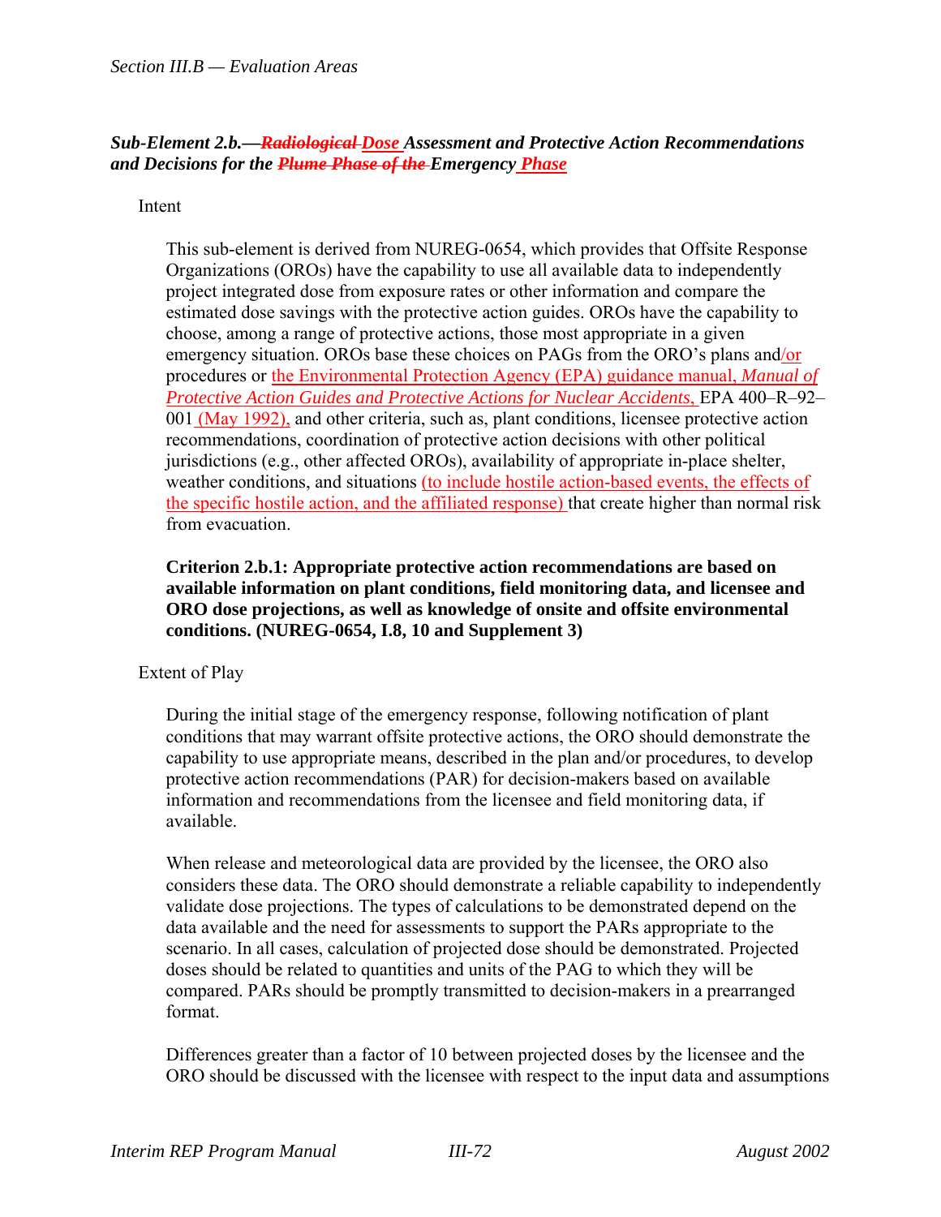### *Sub-Element 2.b.—~~Radiological~~ Dose Assessment and Protective Action Recommendations and Decisions for the ~~Plume Phase of the~~ Emergency Phase*

Intent

This sub-element is derived from NUREG-0654, which provides that Offsite Response Organizations (OROs) have the capability to use all available data to independently project integrated dose from exposure rates or other information and compare the estimated dose savings with the protective action guides. OROs have the capability to choose, among a range of protective actions, those most appropriate in a given emergency situation. OROs base these choices on PAGs from the ORO's plans and/or procedures or the Environmental Protection Agency (EPA) guidance manual, *Manual of Protective Action Guides and Protective Actions for Nuclear Accidents*, EPA 400–R–92–001 (May 1992), and other criteria, such as, plant conditions, licensee protective action recommendations, coordination of protective action decisions with other political jurisdictions (e.g., other affected OROs), availability of appropriate in-place shelter, weather conditions, and situations (to include hostile action-based events, the effects of the specific hostile action, and the affiliated response) that create higher than normal risk from evacuation.

**Criterion 2.b.1: Appropriate protective action recommendations are based on available information on plant conditions, field monitoring data, and licensee and ORO dose projections, as well as knowledge of onsite and offsite environmental conditions. (NUREG-0654, I.8, 10 and Supplement 3)**

Extent of Play

During the initial stage of the emergency response, following notification of plant conditions that may warrant offsite protective actions, the ORO should demonstrate the capability to use appropriate means, described in the plan and/or procedures, to develop protective action recommendations (PAR) for decision-makers based on available information and recommendations from the licensee and field monitoring data, if available.

When release and meteorological data are provided by the licensee, the ORO also considers these data. The ORO should demonstrate a reliable capability to independently validate dose projections. The types of calculations to be demonstrated depend on the data available and the need for assessments to support the PARs appropriate to the scenario. In all cases, calculation of projected dose should be demonstrated. Projected doses should be related to quantities and units of the PAG to which they will be compared. PARs should be promptly transmitted to decision-makers in a prearranged format.

Differences greater than a factor of 10 between projected doses by the licensee and the ORO should be discussed with the licensee with respect to the input data and assumptions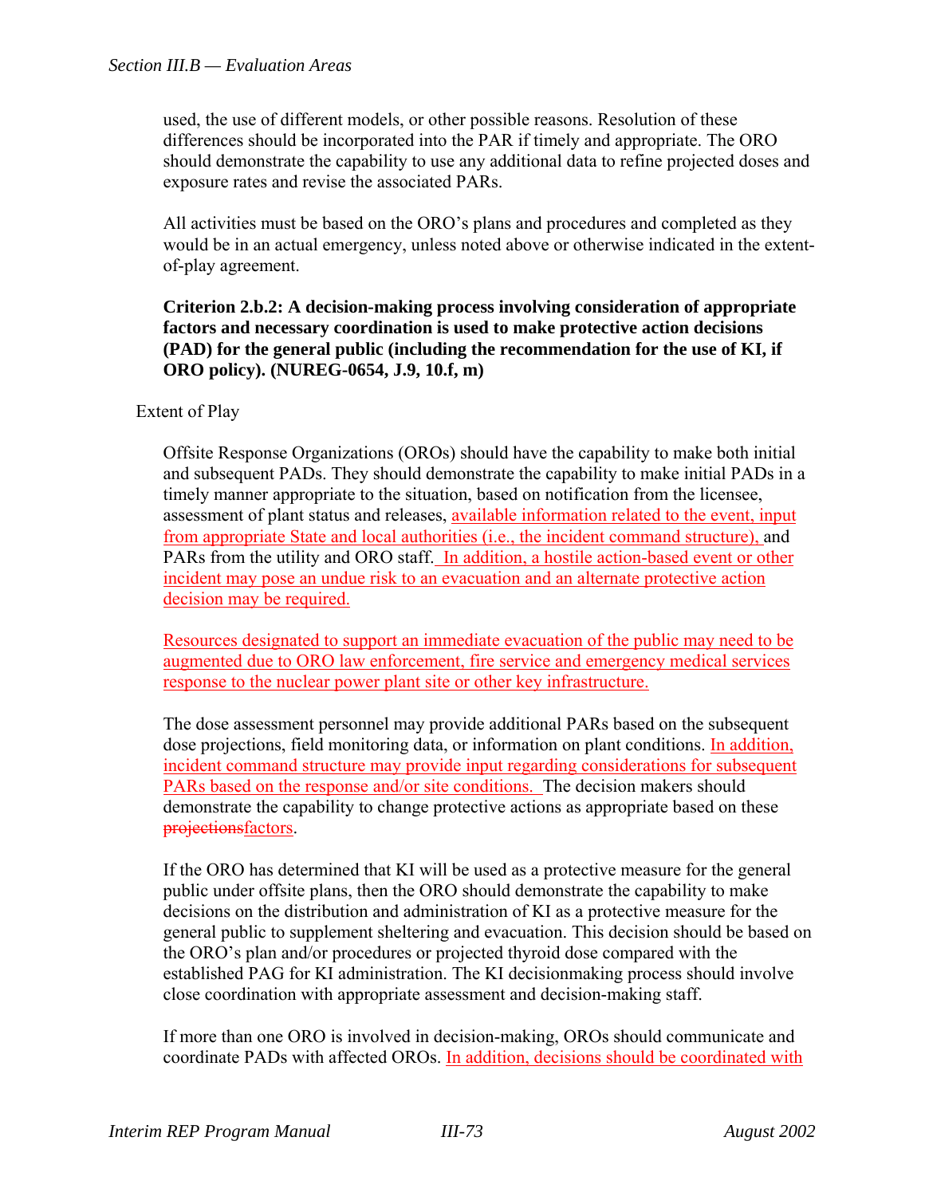used, the use of different models, or other possible reasons. Resolution of these differences should be incorporated into the PAR if timely and appropriate. The ORO should demonstrate the capability to use any additional data to refine projected doses and exposure rates and revise the associated PARs.

All activities must be based on the ORO's plans and procedures and completed as they would be in an actual emergency, unless noted above or otherwise indicated in the extent-of-play agreement.

**Criterion 2.b.2: A decision-making process involving consideration of appropriate factors and necessary coordination is used to make protective action decisions (PAD) for the general public (including the recommendation for the use of KI, if ORO policy). (NUREG-0654, J.9, 10.f, m)**

Extent of Play

Offsite Response Organizations (OROs) should have the capability to make both initial and subsequent PADs. They should demonstrate the capability to make initial PADs in a timely manner appropriate to the situation, based on notification from the licensee, assessment of plant status and releases, available information related to the event, input from appropriate State and local authorities (i.e., the incident command structure), and PARs from the utility and ORO staff. In addition, a hostile action-based event or other incident may pose an undue risk to an evacuation and an alternate protective action decision may be required.

Resources designated to support an immediate evacuation of the public may need to be augmented due to ORO law enforcement, fire service and emergency medical services response to the nuclear power plant site or other key infrastructure.

The dose assessment personnel may provide additional PARs based on the subsequent dose projections, field monitoring data, or information on plant conditions. In addition, incident command structure may provide input regarding considerations for subsequent PARs based on the response and/or site conditions. The decision makers should demonstrate the capability to change protective actions as appropriate based on these ~~projections~~factors.

If the ORO has determined that KI will be used as a protective measure for the general public under offsite plans, then the ORO should demonstrate the capability to make decisions on the distribution and administration of KI as a protective measure for the general public to supplement sheltering and evacuation. This decision should be based on the ORO's plan and/or procedures or projected thyroid dose compared with the established PAG for KI administration. The KI decisionmaking process should involve close coordination with appropriate assessment and decision-making staff.

If more than one ORO is involved in decision-making, OROs should communicate and coordinate PADs with affected OROs. In addition, decisions should be coordinated with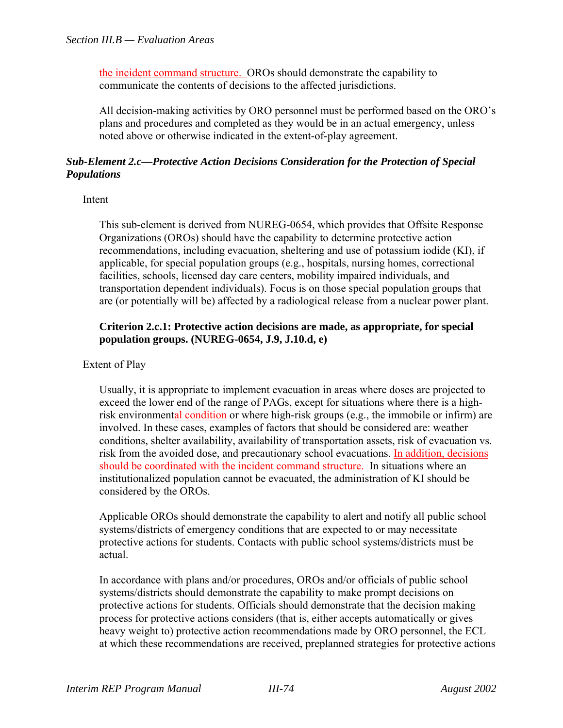the incident command structure. OROs should demonstrate the capability to communicate the contents of decisions to the affected jurisdictions.

All decision-making activities by ORO personnel must be performed based on the ORO's plans and procedures and completed as they would be in an actual emergency, unless noted above or otherwise indicated in the extent-of-play agreement.

### *Sub-Element 2.c—Protective Action Decisions Consideration for the Protection of Special Populations*

Intent

This sub-element is derived from NUREG-0654, which provides that Offsite Response Organizations (OROs) should have the capability to determine protective action recommendations, including evacuation, sheltering and use of potassium iodide (KI), if applicable, for special population groups (e.g., hospitals, nursing homes, correctional facilities, schools, licensed day care centers, mobility impaired individuals, and transportation dependent individuals). Focus is on those special population groups that are (or potentially will be) affected by a radiological release from a nuclear power plant.

**Criterion 2.c.1: Protective action decisions are made, as appropriate, for special population groups. (NUREG-0654, J.9, J.10.d, e)**

Extent of Play

Usually, it is appropriate to implement evacuation in areas where doses are projected to exceed the lower end of the range of PAGs, except for situations where there is a high-risk environmental condition or where high-risk groups (e.g., the immobile or infirm) are involved. In these cases, examples of factors that should be considered are: weather conditions, shelter availability, availability of transportation assets, risk of evacuation vs. risk from the avoided dose, and precautionary school evacuations. In addition, decisions should be coordinated with the incident command structure. In situations where an institutionalized population cannot be evacuated, the administration of KI should be considered by the OROs.

Applicable OROs should demonstrate the capability to alert and notify all public school systems/districts of emergency conditions that are expected to or may necessitate protective actions for students. Contacts with public school systems/districts must be actual.

In accordance with plans and/or procedures, OROs and/or officials of public school systems/districts should demonstrate the capability to make prompt decisions on protective actions for students. Officials should demonstrate that the decision making process for protective actions considers (that is, either accepts automatically or gives heavy weight to) protective action recommendations made by ORO personnel, the ECL at which these recommendations are received, preplanned strategies for protective actions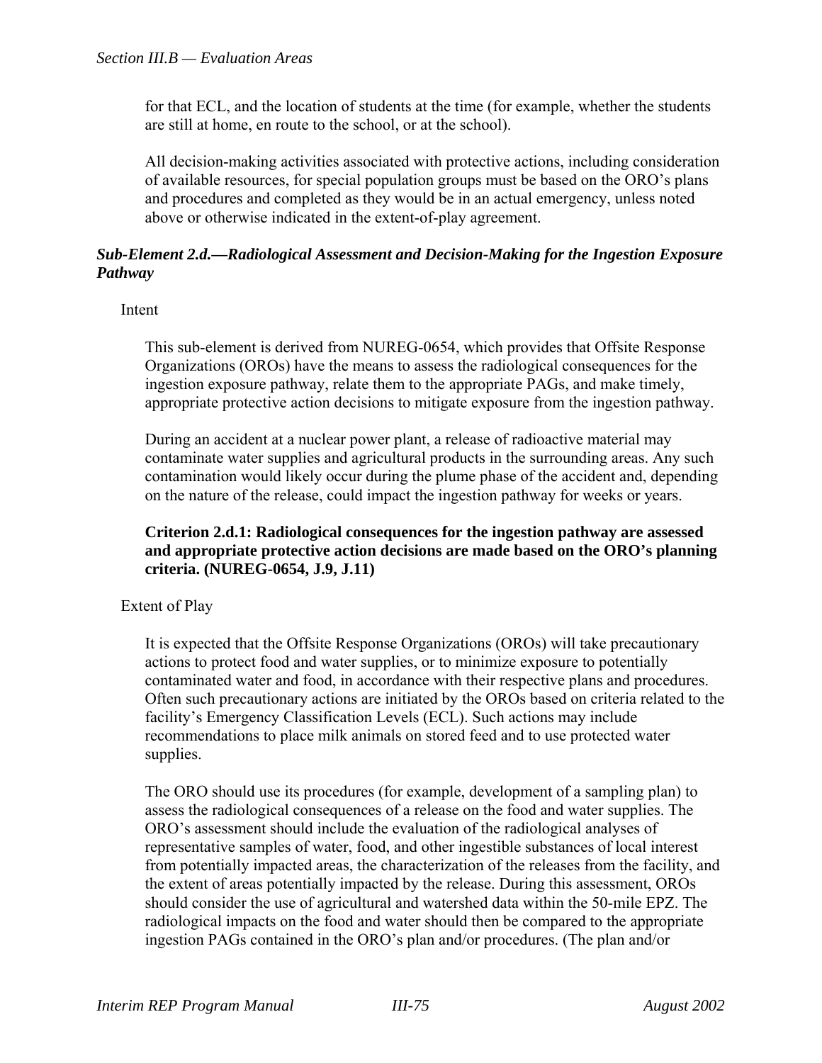for that ECL, and the location of students at the time (for example, whether the students are still at home, en route to the school, or at the school).

All decision-making activities associated with protective actions, including consideration of available resources, for special population groups must be based on the ORO's plans and procedures and completed as they would be in an actual emergency, unless noted above or otherwise indicated in the extent-of-play agreement.

### *Sub-Element 2.d.—Radiological Assessment and Decision-Making for the Ingestion Exposure Pathway*

Intent

This sub-element is derived from NUREG-0654, which provides that Offsite Response Organizations (OROs) have the means to assess the radiological consequences for the ingestion exposure pathway, relate them to the appropriate PAGs, and make timely, appropriate protective action decisions to mitigate exposure from the ingestion pathway.

During an accident at a nuclear power plant, a release of radioactive material may contaminate water supplies and agricultural products in the surrounding areas. Any such contamination would likely occur during the plume phase of the accident and, depending on the nature of the release, could impact the ingestion pathway for weeks or years.

**Criterion 2.d.1: Radiological consequences for the ingestion pathway are assessed and appropriate protective action decisions are made based on the ORO's planning criteria. (NUREG-0654, J.9, J.11)**

Extent of Play

It is expected that the Offsite Response Organizations (OROs) will take precautionary actions to protect food and water supplies, or to minimize exposure to potentially contaminated water and food, in accordance with their respective plans and procedures. Often such precautionary actions are initiated by the OROs based on criteria related to the facility's Emergency Classification Levels (ECL). Such actions may include recommendations to place milk animals on stored feed and to use protected water supplies.

The ORO should use its procedures (for example, development of a sampling plan) to assess the radiological consequences of a release on the food and water supplies. The ORO's assessment should include the evaluation of the radiological analyses of representative samples of water, food, and other ingestible substances of local interest from potentially impacted areas, the characterization of the releases from the facility, and the extent of areas potentially impacted by the release. During this assessment, OROs should consider the use of agricultural and watershed data within the 50-mile EPZ. The radiological impacts on the food and water should then be compared to the appropriate ingestion PAGs contained in the ORO's plan and/or procedures. (The plan and/or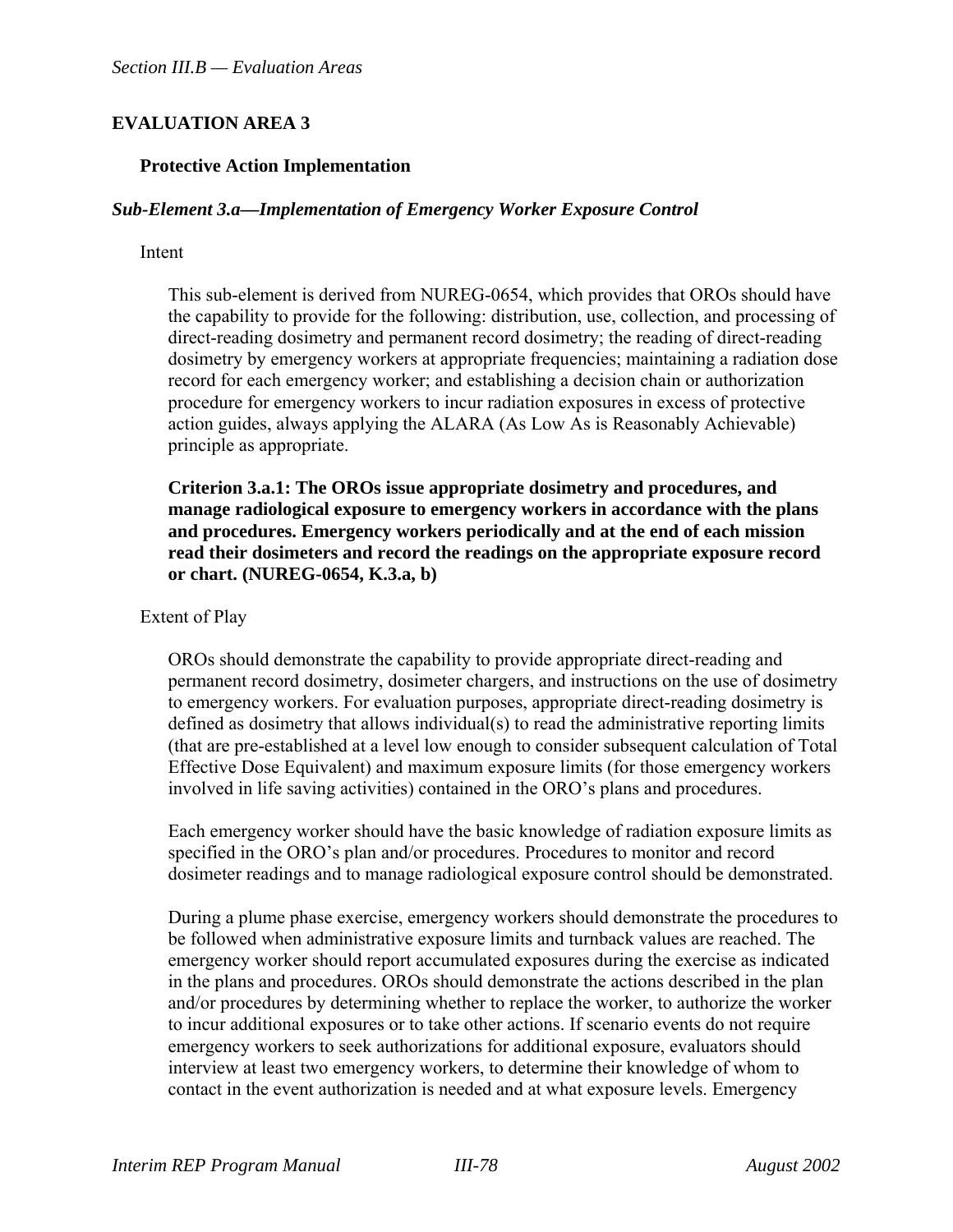## EVALUATION AREA 3

### Protective Action Implementation

#### *Sub-Element 3.a—Implementation of Emergency Worker Exposure Control*

Intent

This sub-element is derived from NUREG-0654, which provides that OROs should have the capability to provide for the following: distribution, use, collection, and processing of direct-reading dosimetry and permanent record dosimetry; the reading of direct-reading dosimetry by emergency workers at appropriate frequencies; maintaining a radiation dose record for each emergency worker; and establishing a decision chain or authorization procedure for emergency workers to incur radiation exposures in excess of protective action guides, always applying the ALARA (As Low As is Reasonably Achievable) principle as appropriate.

**Criterion 3.a.1: The OROs issue appropriate dosimetry and procedures, and manage radiological exposure to emergency workers in accordance with the plans and procedures. Emergency workers periodically and at the end of each mission read their dosimeters and record the readings on the appropriate exposure record or chart. (NUREG-0654, K.3.a, b)**

Extent of Play

OROs should demonstrate the capability to provide appropriate direct-reading and permanent record dosimetry, dosimeter chargers, and instructions on the use of dosimetry to emergency workers. For evaluation purposes, appropriate direct-reading dosimetry is defined as dosimetry that allows individual(s) to read the administrative reporting limits (that are pre-established at a level low enough to consider subsequent calculation of Total Effective Dose Equivalent) and maximum exposure limits (for those emergency workers involved in life saving activities) contained in the ORO's plans and procedures.

Each emergency worker should have the basic knowledge of radiation exposure limits as specified in the ORO's plan and/or procedures. Procedures to monitor and record dosimeter readings and to manage radiological exposure control should be demonstrated.

During a plume phase exercise, emergency workers should demonstrate the procedures to be followed when administrative exposure limits and turnback values are reached. The emergency worker should report accumulated exposures during the exercise as indicated in the plans and procedures. OROs should demonstrate the actions described in the plan and/or procedures by determining whether to replace the worker, to authorize the worker to incur additional exposures or to take other actions. If scenario events do not require emergency workers to seek authorizations for additional exposure, evaluators should interview at least two emergency workers, to determine their knowledge of whom to contact in the event authorization is needed and at what exposure levels. Emergency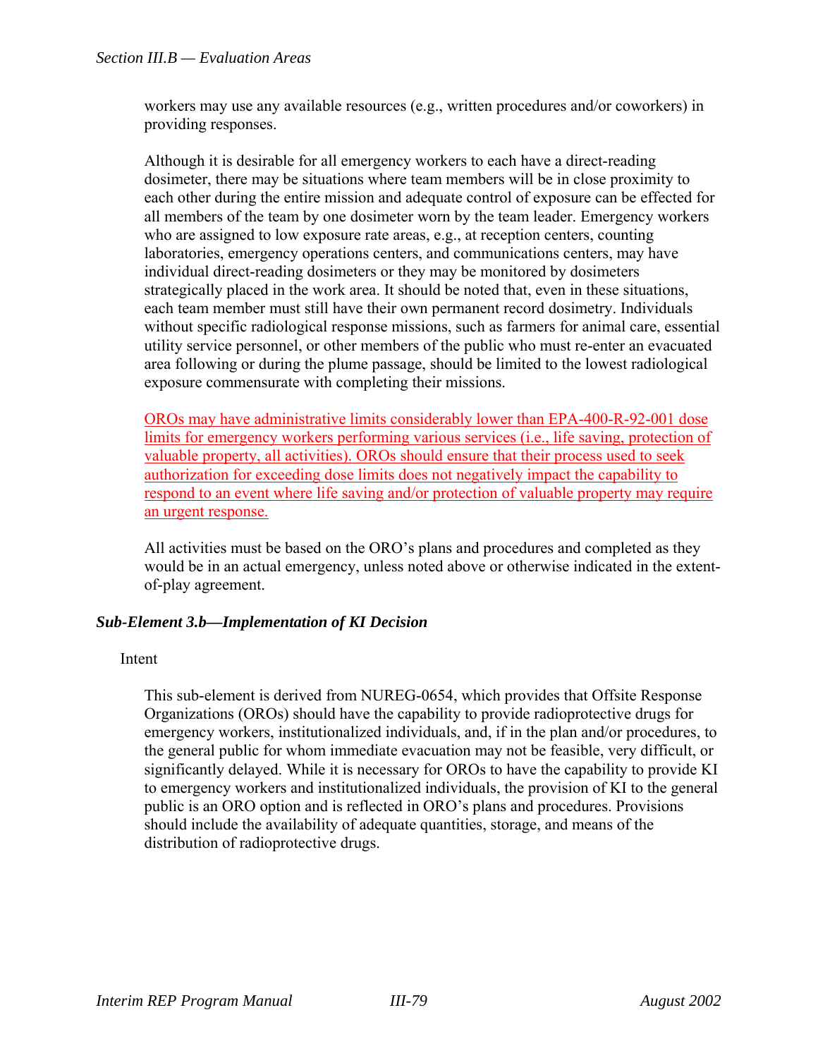workers may use any available resources (e.g., written procedures and/or coworkers) in providing responses.

Although it is desirable for all emergency workers to each have a direct-reading dosimeter, there may be situations where team members will be in close proximity to each other during the entire mission and adequate control of exposure can be effected for all members of the team by one dosimeter worn by the team leader. Emergency workers who are assigned to low exposure rate areas, e.g., at reception centers, counting laboratories, emergency operations centers, and communications centers, may have individual direct-reading dosimeters or they may be monitored by dosimeters strategically placed in the work area. It should be noted that, even in these situations, each team member must still have their own permanent record dosimetry. Individuals without specific radiological response missions, such as farmers for animal care, essential utility service personnel, or other members of the public who must re-enter an evacuated area following or during the plume passage, should be limited to the lowest radiological exposure commensurate with completing their missions.

ORs may have administrative limits considerably lower than EPA-400-R-92-001 dose limits for emergency workers performing various services (i.e., life saving, protection of valuable property, all activities). OROs should ensure that their process used to seek authorization for exceeding dose limits does not negatively impact the capability to respond to an event where life saving and/or protection of valuable property may require an urgent response.

All activities must be based on the ORO's plans and procedures and completed as they would be in an actual emergency, unless noted above or otherwise indicated in the extent-of-play agreement.

### *Sub-Element 3.b—Implementation of KI Decision*

Intent

This sub-element is derived from NUREG-0654, which provides that Offsite Response Organizations (OROs) should have the capability to provide radioprotective drugs for emergency workers, institutionalized individuals, and, if in the plan and/or procedures, to the general public for whom immediate evacuation may not be feasible, very difficult, or significantly delayed. While it is necessary for OROs to have the capability to provide KI to emergency workers and institutionalized individuals, the provision of KI to the general public is an ORO option and is reflected in ORO's plans and procedures. Provisions should include the availability of adequate quantities, storage, and means of the distribution of radioprotective drugs.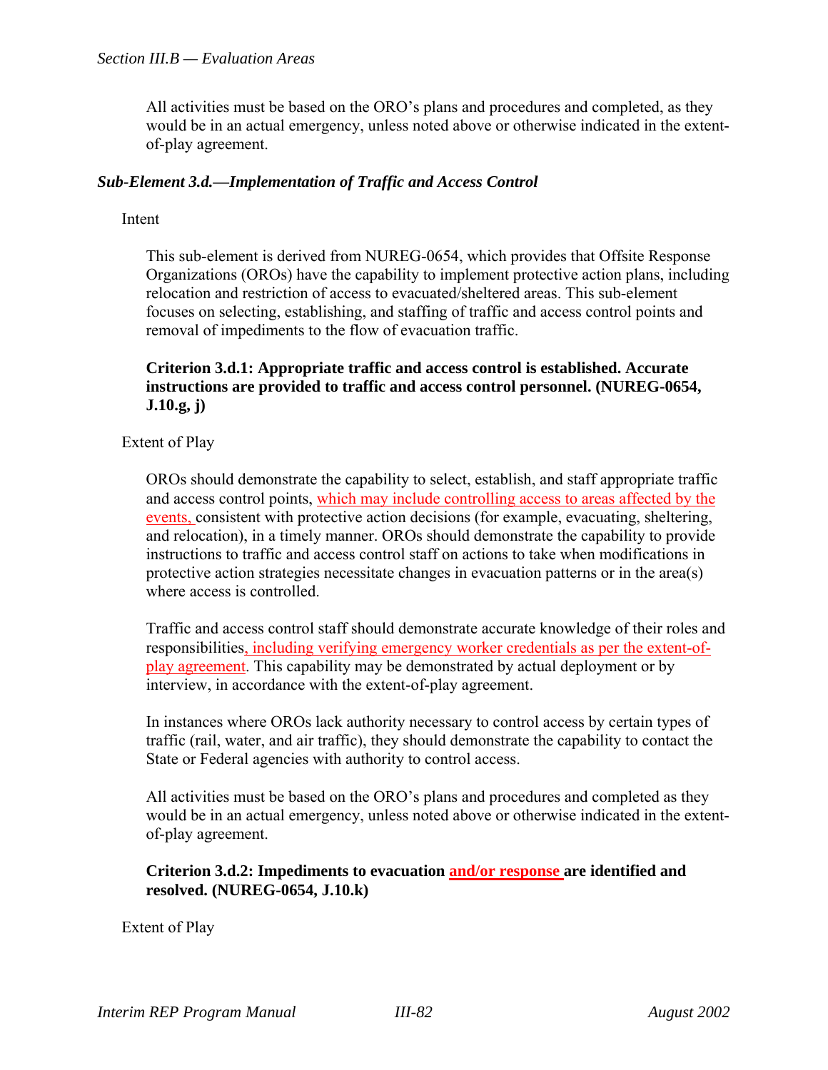All activities must be based on the ORO's plans and procedures and completed, as they would be in an actual emergency, unless noted above or otherwise indicated in the extent-of-play agreement.

### *Sub-Element 3.d.—Implementation of Traffic and Access Control*

Intent

This sub-element is derived from NUREG-0654, which provides that Offsite Response Organizations (OROs) have the capability to implement protective action plans, including relocation and restriction of access to evacuated/sheltered areas. This sub-element focuses on selecting, establishing, and staffing of traffic and access control points and removal of impediments to the flow of evacuation traffic.

**Criterion 3.d.1: Appropriate traffic and access control is established. Accurate instructions are provided to traffic and access control personnel. (NUREG-0654, J.10.g, j)**

Extent of Play

OROs should demonstrate the capability to select, establish, and staff appropriate traffic and access control points, which may include controlling access to areas affected by the events, consistent with protective action decisions (for example, evacuating, sheltering, and relocation), in a timely manner. OROs should demonstrate the capability to provide instructions to traffic and access control staff on actions to take when modifications in protective action strategies necessitate changes in evacuation patterns or in the area(s) where access is controlled.

Traffic and access control staff should demonstrate accurate knowledge of their roles and responsibilities, including verifying emergency worker credentials as per the extent-of-play agreement. This capability may be demonstrated by actual deployment or by interview, in accordance with the extent-of-play agreement.

In instances where OROs lack authority necessary to control access by certain types of traffic (rail, water, and air traffic), they should demonstrate the capability to contact the State or Federal agencies with authority to control access.

All activities must be based on the ORO's plans and procedures and completed as they would be in an actual emergency, unless noted above or otherwise indicated in the extent-of-play agreement.

**Criterion 3.d.2: Impediments to evacuation and/or response are identified and resolved. (NUREG-0654, J.10.k)**

Extent of Play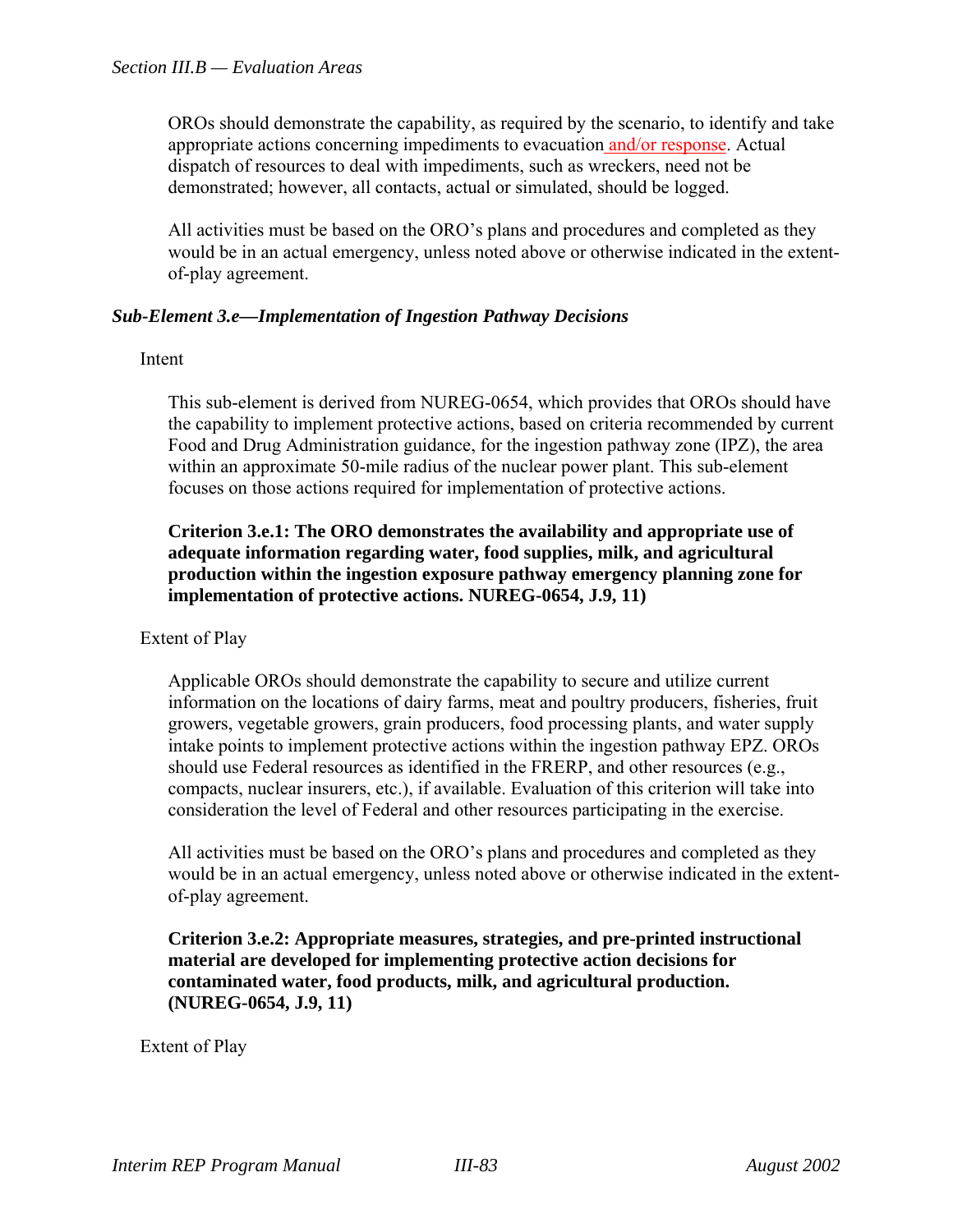OROs should demonstrate the capability, as required by the scenario, to identify and take appropriate actions concerning impediments to evacuation and/or response. Actual dispatch of resources to deal with impediments, such as wreckers, need not be demonstrated; however, all contacts, actual or simulated, should be logged.

All activities must be based on the ORO's plans and procedures and completed as they would be in an actual emergency, unless noted above or otherwise indicated in the extent-of-play agreement.

### *Sub-Element 3.e—Implementation of Ingestion Pathway Decisions*

Intent

This sub-element is derived from NUREG-0654, which provides that OROs should have the capability to implement protective actions, based on criteria recommended by current Food and Drug Administration guidance, for the ingestion pathway zone (IPZ), the area within an approximate 50-mile radius of the nuclear power plant. This sub-element focuses on those actions required for implementation of protective actions.

**Criterion 3.e.1: The ORO demonstrates the availability and appropriate use of adequate information regarding water, food supplies, milk, and agricultural production within the ingestion exposure pathway emergency planning zone for implementation of protective actions. NUREG-0654, J.9, 11)**

Extent of Play

Applicable OROs should demonstrate the capability to secure and utilize current information on the locations of dairy farms, meat and poultry producers, fisheries, fruit growers, vegetable growers, grain producers, food processing plants, and water supply intake points to implement protective actions within the ingestion pathway EPZ. OROs should use Federal resources as identified in the FRERP, and other resources (e.g., compacts, nuclear insurers, etc.), if available. Evaluation of this criterion will take into consideration the level of Federal and other resources participating in the exercise.

All activities must be based on the ORO's plans and procedures and completed as they would be in an actual emergency, unless noted above or otherwise indicated in the extent-of-play agreement.

**Criterion 3.e.2: Appropriate measures, strategies, and pre-printed instructional material are developed for implementing protective action decisions for contaminated water, food products, milk, and agricultural production. (NUREG-0654, J.9, 11)**

Extent of Play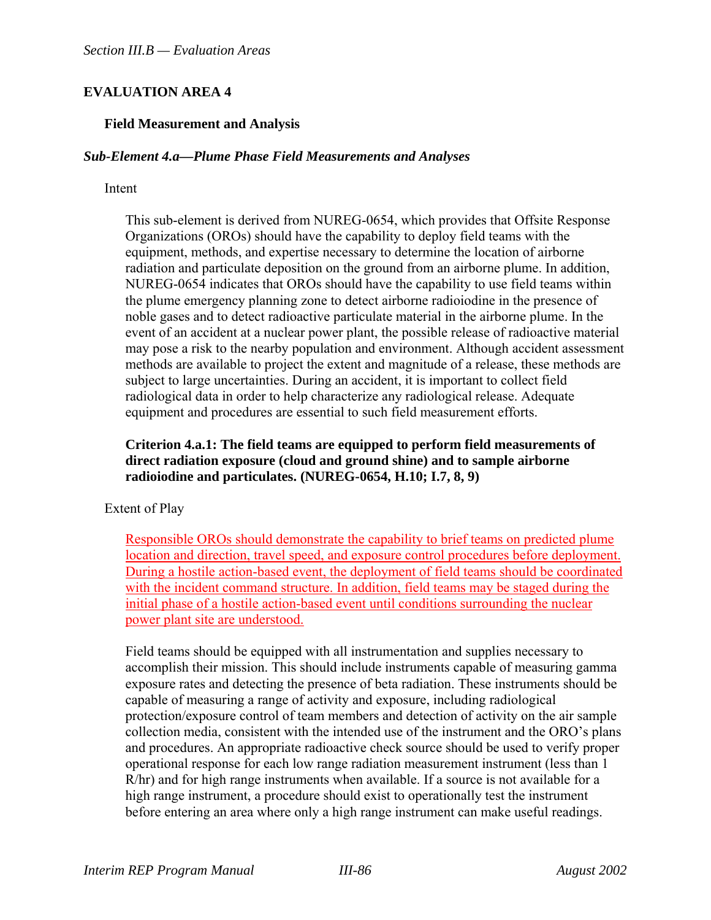## EVALUATION AREA 4

### Field Measurement and Analysis

***Sub-Element 4.a—Plume Phase Field Measurements and Analyses***

Intent

This sub-element is derived from NUREG-0654, which provides that Offsite Response Organizations (OROs) should have the capability to deploy field teams with the equipment, methods, and expertise necessary to determine the location of airborne radiation and particulate deposition on the ground from an airborne plume. In addition, NUREG-0654 indicates that OROs should have the capability to use field teams within the plume emergency planning zone to detect airborne radioiodine in the presence of noble gases and to detect radioactive particulate material in the airborne plume. In the event of an accident at a nuclear power plant, the possible release of radioactive material may pose a risk to the nearby population and environment. Although accident assessment methods are available to project the extent and magnitude of a release, these methods are subject to large uncertainties. During an accident, it is important to collect field radiological data in order to help characterize any radiological release. Adequate equipment and procedures are essential to such field measurement efforts.

**Criterion 4.a.1: The field teams are equipped to perform field measurements of direct radiation exposure (cloud and ground shine) and to sample airborne radioiodine and particulates. (NUREG-0654, H.10; I.7, 8, 9)**

Extent of Play

Responsible OROs should demonstrate the capability to brief teams on predicted plume location and direction, travel speed, and exposure control procedures before deployment. During a hostile action-based event, the deployment of field teams should be coordinated with the incident command structure. In addition, field teams may be staged during the initial phase of a hostile action-based event until conditions surrounding the nuclear power plant site are understood.

Field teams should be equipped with all instrumentation and supplies necessary to accomplish their mission. This should include instruments capable of measuring gamma exposure rates and detecting the presence of beta radiation. These instruments should be capable of measuring a range of activity and exposure, including radiological protection/exposure control of team members and detection of activity on the air sample collection media, consistent with the intended use of the instrument and the ORO's plans and procedures. An appropriate radioactive check source should be used to verify proper operational response for each low range radiation measurement instrument (less than 1 R/hr) and for high range instruments when available. If a source is not available for a high range instrument, a procedure should exist to operationally test the instrument before entering an area where only a high range instrument can make useful readings.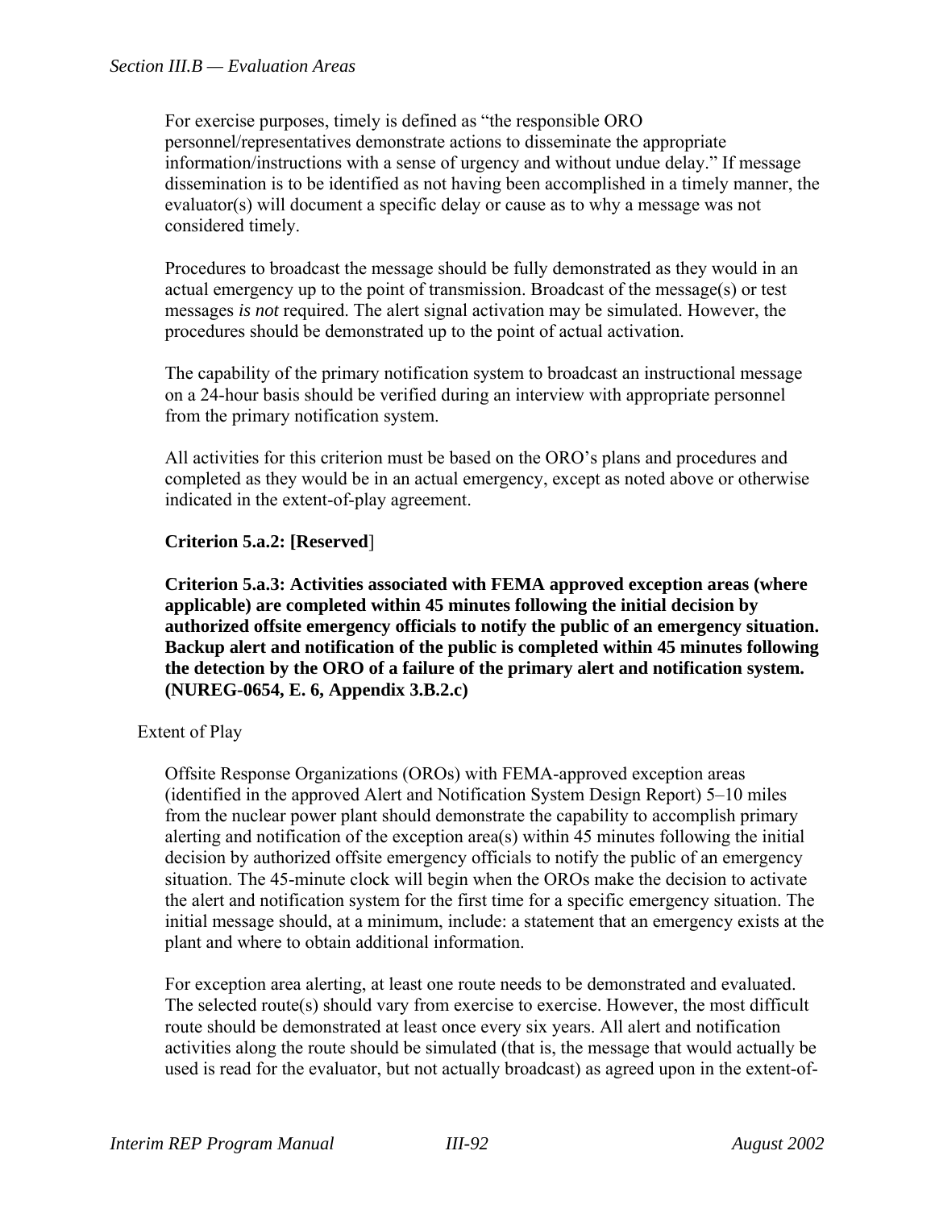For exercise purposes, timely is defined as "the responsible ORO personnel/representatives demonstrate actions to disseminate the appropriate information/instructions with a sense of urgency and without undue delay." If message dissemination is to be identified as not having been accomplished in a timely manner, the evaluator(s) will document a specific delay or cause as to why a message was not considered timely.

Procedures to broadcast the message should be fully demonstrated as they would in an actual emergency up to the point of transmission. Broadcast of the message(s) or test messages *is not* required. The alert signal activation may be simulated. However, the procedures should be demonstrated up to the point of actual activation.

The capability of the primary notification system to broadcast an instructional message on a 24-hour basis should be verified during an interview with appropriate personnel from the primary notification system.

All activities for this criterion must be based on the ORO's plans and procedures and completed as they would be in an actual emergency, except as noted above or otherwise indicated in the extent-of-play agreement.

**Criterion 5.a.2: [Reserved**]

**Criterion 5.a.3: Activities associated with FEMA approved exception areas (where applicable) are completed within 45 minutes following the initial decision by authorized offsite emergency officials to notify the public of an emergency situation. Backup alert and notification of the public is completed within 45 minutes following the detection by the ORO of a failure of the primary alert and notification system. (NUREG-0654, E. 6, Appendix 3.B.2.c)**

Extent of Play

Offsite Response Organizations (OROs) with FEMA-approved exception areas (identified in the approved Alert and Notification System Design Report) 5–10 miles from the nuclear power plant should demonstrate the capability to accomplish primary alerting and notification of the exception area(s) within 45 minutes following the initial decision by authorized offsite emergency officials to notify the public of an emergency situation. The 45-minute clock will begin when the OROs make the decision to activate the alert and notification system for the first time for a specific emergency situation. The initial message should, at a minimum, include: a statement that an emergency exists at the plant and where to obtain additional information.

For exception area alerting, at least one route needs to be demonstrated and evaluated. The selected route(s) should vary from exercise to exercise. However, the most difficult route should be demonstrated at least once every six years. All alert and notification activities along the route should be simulated (that is, the message that would actually be used is read for the evaluator, but not actually broadcast) as agreed upon in the extent-of-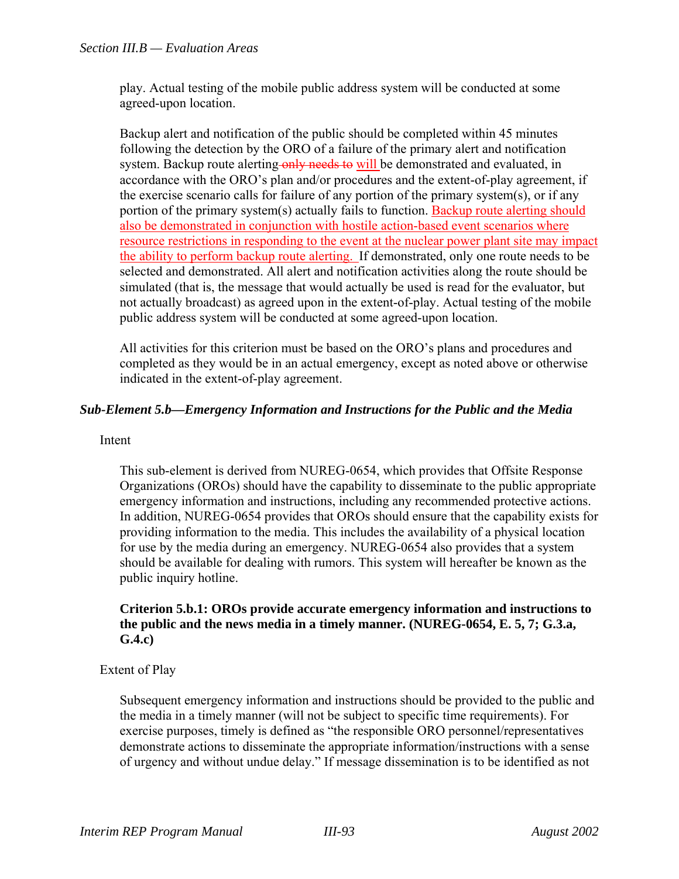play. Actual testing of the mobile public address system will be conducted at some agreed-upon location.

Backup alert and notification of the public should be completed within 45 minutes following the detection by the ORO of a failure of the primary alert and notification system. Backup route alerting ~~only needs to~~ will be demonstrated and evaluated, in accordance with the ORO's plan and/or procedures and the extent-of-play agreement, if the exercise scenario calls for failure of any portion of the primary system(s), or if any portion of the primary system(s) actually fails to function. Backup route alerting should also be demonstrated in conjunction with hostile action-based event scenarios where resource restrictions in responding to the event at the nuclear power plant site may impact the ability to perform backup route alerting. If demonstrated, only one route needs to be selected and demonstrated. All alert and notification activities along the route should be simulated (that is, the message that would actually be used is read for the evaluator, but not actually broadcast) as agreed upon in the extent-of-play. Actual testing of the mobile public address system will be conducted at some agreed-upon location.

All activities for this criterion must be based on the ORO's plans and procedures and completed as they would be in an actual emergency, except as noted above or otherwise indicated in the extent-of-play agreement.

### *Sub-Element 5.b—Emergency Information and Instructions for the Public and the Media*

Intent

This sub-element is derived from NUREG-0654, which provides that Offsite Response Organizations (OROs) should have the capability to disseminate to the public appropriate emergency information and instructions, including any recommended protective actions. In addition, NUREG-0654 provides that OROs should ensure that the capability exists for providing information to the media. This includes the availability of a physical location for use by the media during an emergency. NUREG-0654 also provides that a system should be available for dealing with rumors. This system will hereafter be known as the public inquiry hotline.

**Criterion 5.b.1: OROs provide accurate emergency information and instructions to the public and the news media in a timely manner. (NUREG-0654, E. 5, 7; G.3.a, G.4.c)**

Extent of Play

Subsequent emergency information and instructions should be provided to the public and the media in a timely manner (will not be subject to specific time requirements). For exercise purposes, timely is defined as "the responsible ORO personnel/representatives demonstrate actions to disseminate the appropriate information/instructions with a sense of urgency and without undue delay." If message dissemination is to be identified as not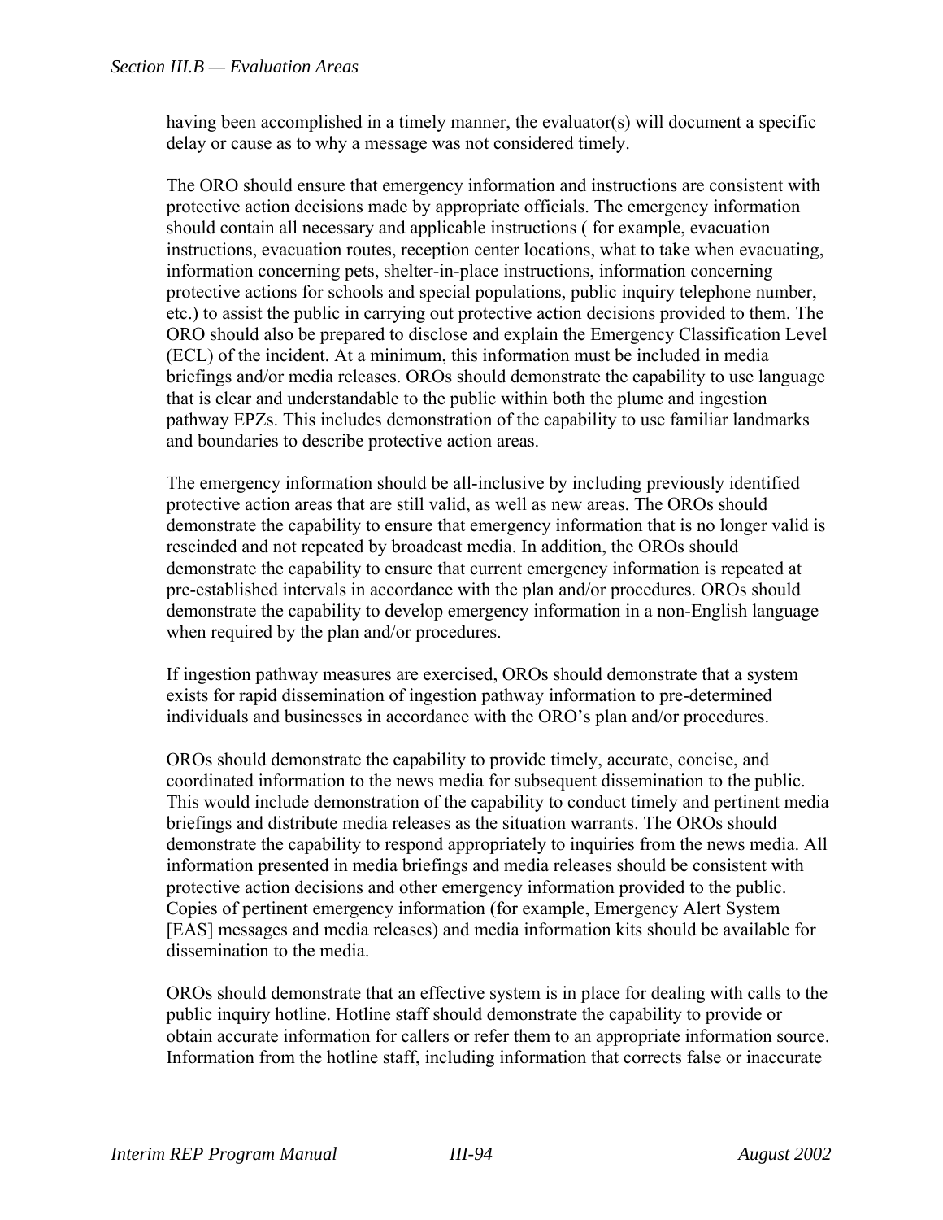having been accomplished in a timely manner, the evaluator(s) will document a specific delay or cause as to why a message was not considered timely.

The ORO should ensure that emergency information and instructions are consistent with protective action decisions made by appropriate officials. The emergency information should contain all necessary and applicable instructions ( for example, evacuation instructions, evacuation routes, reception center locations, what to take when evacuating, information concerning pets, shelter-in-place instructions, information concerning protective actions for schools and special populations, public inquiry telephone number, etc.) to assist the public in carrying out protective action decisions provided to them. The ORO should also be prepared to disclose and explain the Emergency Classification Level (ECL) of the incident. At a minimum, this information must be included in media briefings and/or media releases. OROs should demonstrate the capability to use language that is clear and understandable to the public within both the plume and ingestion pathway EPZs. This includes demonstration of the capability to use familiar landmarks and boundaries to describe protective action areas.

The emergency information should be all-inclusive by including previously identified protective action areas that are still valid, as well as new areas. The OROs should demonstrate the capability to ensure that emergency information that is no longer valid is rescinded and not repeated by broadcast media. In addition, the OROs should demonstrate the capability to ensure that current emergency information is repeated at pre-established intervals in accordance with the plan and/or procedures. OROs should demonstrate the capability to develop emergency information in a non-English language when required by the plan and/or procedures.

If ingestion pathway measures are exercised, OROs should demonstrate that a system exists for rapid dissemination of ingestion pathway information to pre-determined individuals and businesses in accordance with the ORO's plan and/or procedures.

OROs should demonstrate the capability to provide timely, accurate, concise, and coordinated information to the news media for subsequent dissemination to the public. This would include demonstration of the capability to conduct timely and pertinent media briefings and distribute media releases as the situation warrants. The OROs should demonstrate the capability to respond appropriately to inquiries from the news media. All information presented in media briefings and media releases should be consistent with protective action decisions and other emergency information provided to the public. Copies of pertinent emergency information (for example, Emergency Alert System [EAS] messages and media releases) and media information kits should be available for dissemination to the media.

OROs should demonstrate that an effective system is in place for dealing with calls to the public inquiry hotline. Hotline staff should demonstrate the capability to provide or obtain accurate information for callers or refer them to an appropriate information source. Information from the hotline staff, including information that corrects false or inaccurate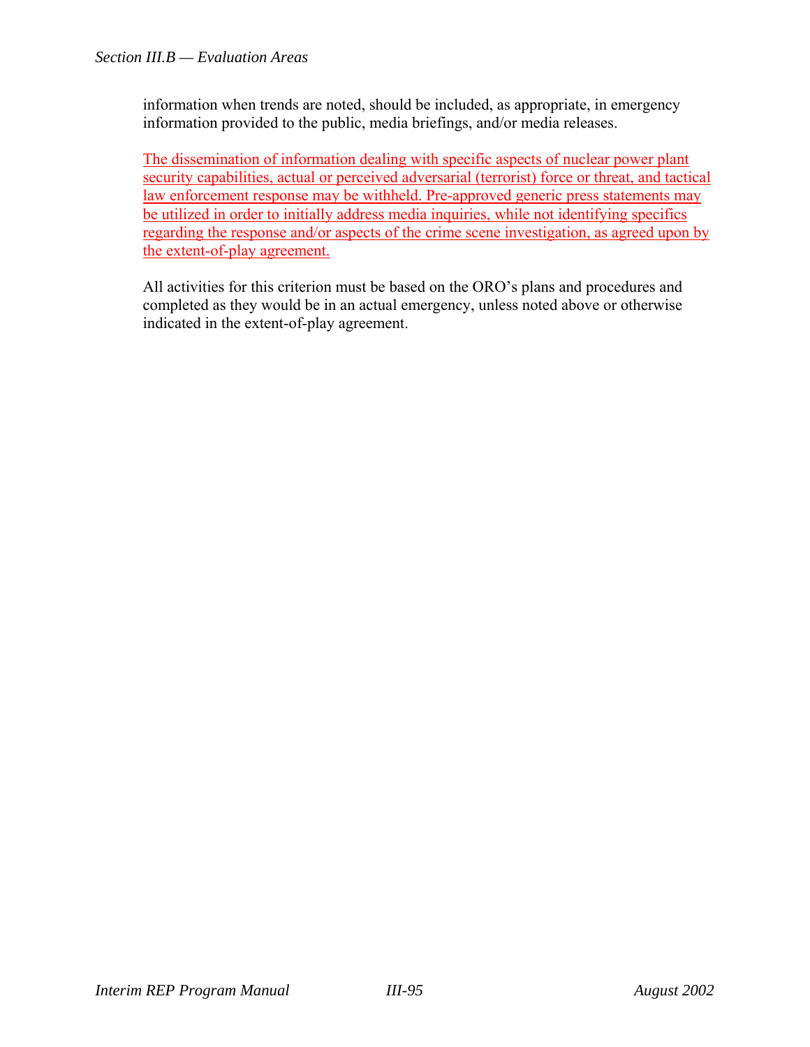information when trends are noted, should be included, as appropriate, in emergency information provided to the public, media briefings, and/or media releases.

The dissemination of information dealing with specific aspects of nuclear power plant security capabilities, actual or perceived adversarial (terrorist) force or threat, and tactical law enforcement response may be withheld. Pre-approved generic press statements may be utilized in order to initially address media inquiries, while not identifying specifics regarding the response and/or aspects of the crime scene investigation, as agreed upon by the extent-of-play agreement.

All activities for this criterion must be based on the ORO's plans and procedures and completed as they would be in an actual emergency, unless noted above or otherwise indicated in the extent-of-play agreement.